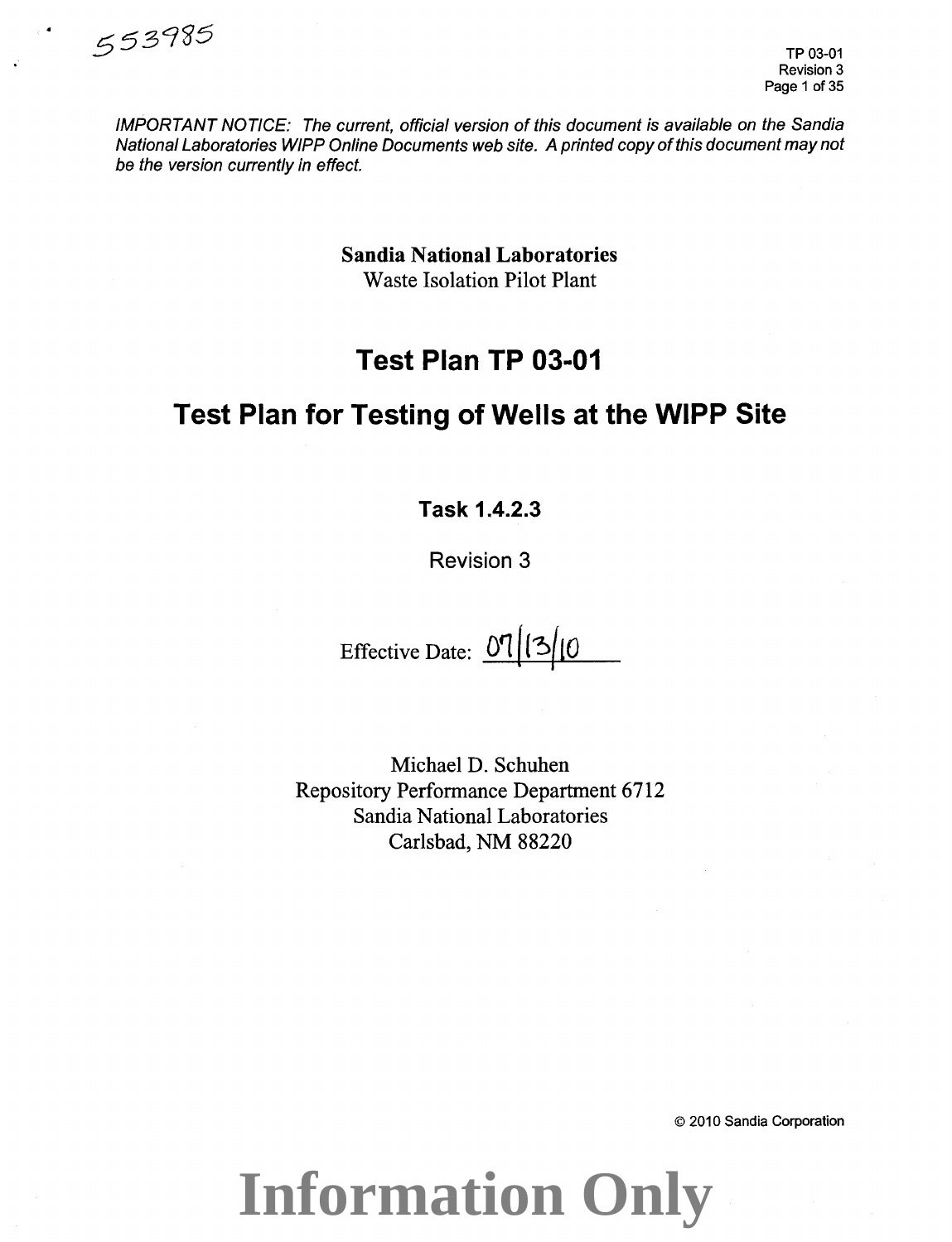553985

TP 03-01
Revision 3

*IMPORTANT NOTICE: The current, official version of this document is available on the Sandia National Laboratories WIPP Online Documents web site. A printed copy of this document may not be the version currently in effect.*

**Sandia National Laboratories**
Waste Isolation Pilot Plant

# Test Plan TP 03-01

# Test Plan for Testing of Wells at the WIPP Site

**Task 1.4.2.3**

Revision 3

Effective Date: 07/13/10

Michael D. Schuhen
Repository Performance Department 6712
Sandia National Laboratories
Carlsbad, NM 88220

© 2010 Sandia Corporation

**Information Only**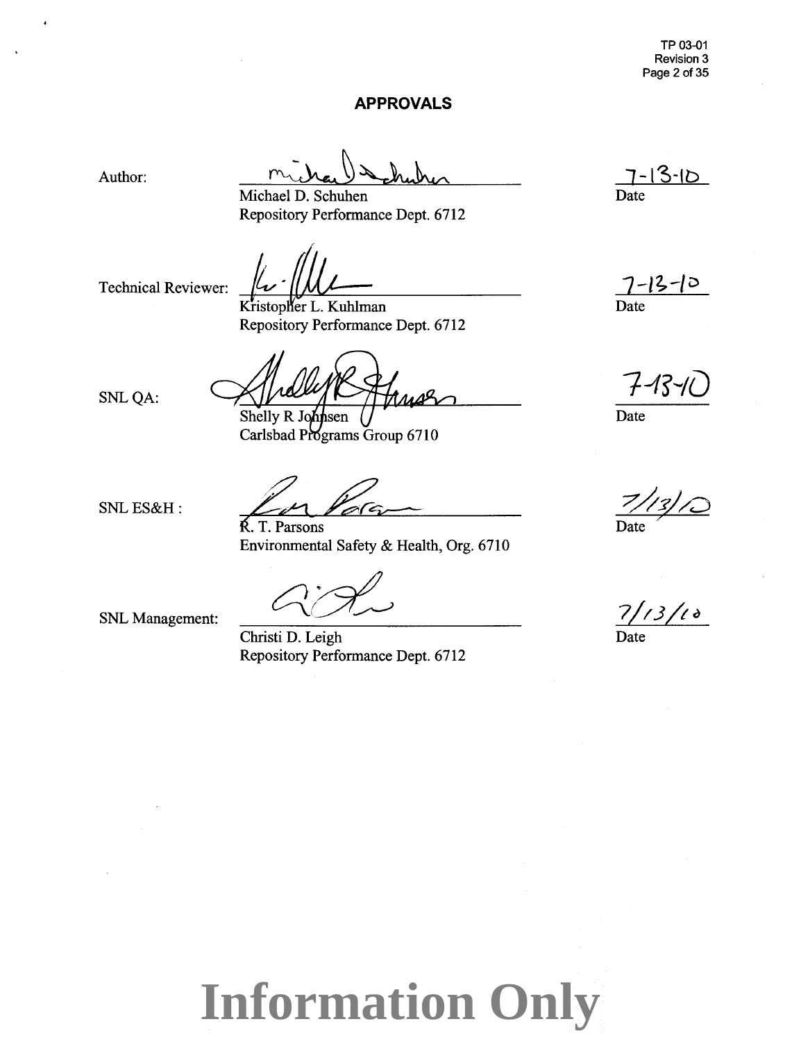## APPROVALS

| | | |
|---|---|---|
| Author: | Michael D. Schuhen<br>Repository Performance Dept. 6712 | 7-13-10<br>Date |
| Technical Reviewer: | Kristopher L. Kuhlman<br>Repository Performance Dept. 6712 | 7-13-10<br>Date |
| SNL QA: | Shelly R Johnsen<br>Carlsbad Programs Group 6710 | 7-13-10<br>Date |
| SNL ES&H : | R. T. Parsons<br>Environmental Safety & Health, Org. 6710 | 7/13/10<br>Date |
| SNL Management: | Christi D. Leigh<br>Repository Performance Dept. 6712 | 7/13/10<br>Date |

Information Only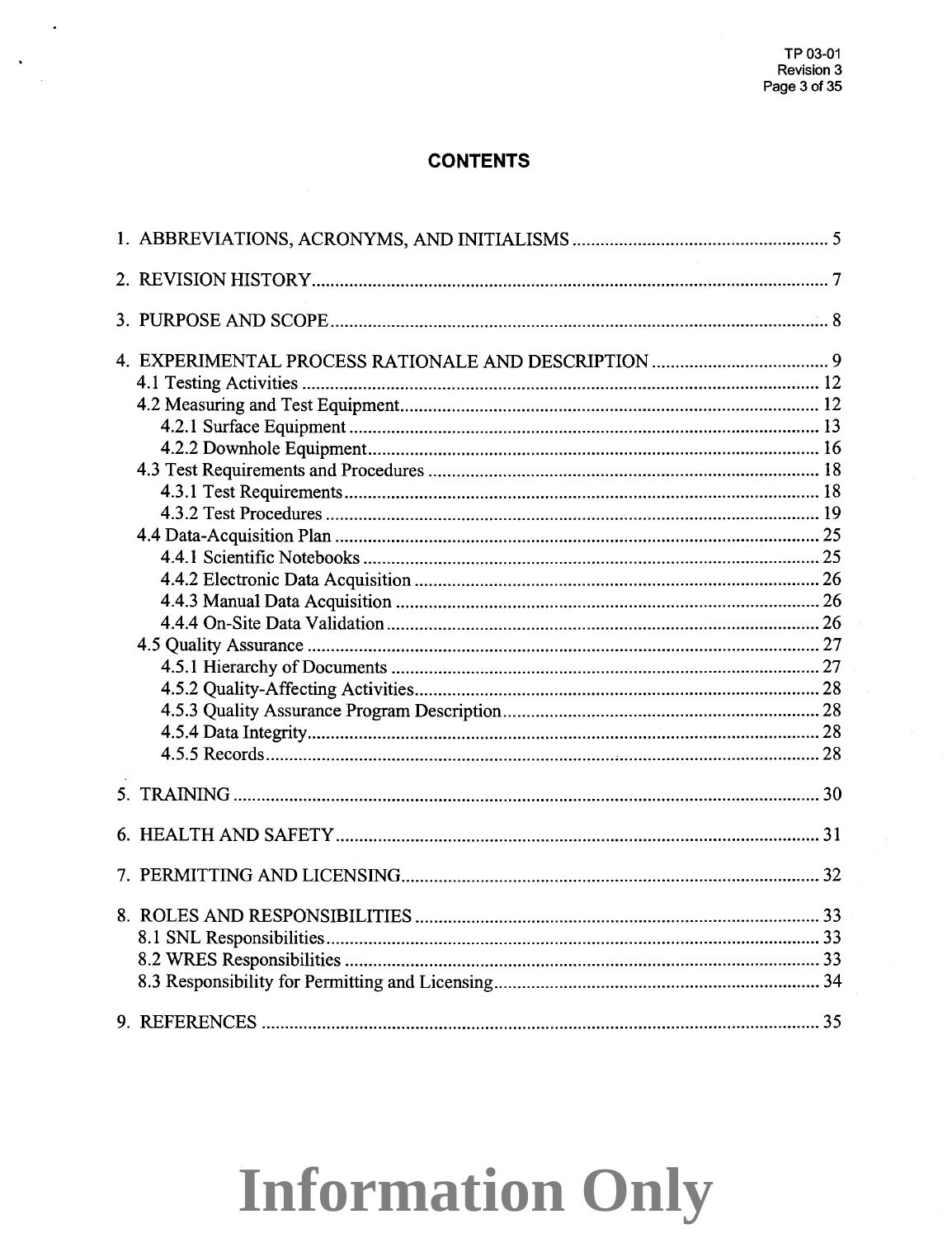# CONTENTS

1. ABBREVIATIONS, ACRONYMS, AND INITIALISMS ....... 5

2. REVISION HISTORY ....... 7

3. PURPOSE AND SCOPE ....... 8

4. EXPERIMENTAL PROCESS RATIONALE AND DESCRIPTION ....... 9
   - 4.1 Testing Activities ....... 12
   - 4.2 Measuring and Test Equipment ....... 12
     - 4.2.1 Surface Equipment ....... 13
     - 4.2.2 Downhole Equipment ....... 16
   - 4.3 Test Requirements and Procedures ....... 18
     - 4.3.1 Test Requirements ....... 18
     - 4.3.2 Test Procedures ....... 19
   - 4.4 Data-Acquisition Plan ....... 25
     - 4.4.1 Scientific Notebooks ....... 25
     - 4.4.2 Electronic Data Acquisition ....... 26
     - 4.4.3 Manual Data Acquisition ....... 26
     - 4.4.4 On-Site Data Validation ....... 26
   - 4.5 Quality Assurance ....... 27
     - 4.5.1 Hierarchy of Documents ....... 27
     - 4.5.2 Quality-Affecting Activities ....... 28
     - 4.5.3 Quality Assurance Program Description ....... 28
     - 4.5.4 Data Integrity ....... 28
     - 4.5.5 Records ....... 28

5. TRAINING ....... 30

6. HEALTH AND SAFETY ....... 31

7. PERMITTING AND LICENSING ....... 32

8. ROLES AND RESPONSIBILITIES ....... 33
   - 8.1 SNL Responsibilities ....... 33
   - 8.2 WRES Responsibilities ....... 33
   - 8.3 Responsibility for Permitting and Licensing ....... 34

9. REFERENCES ....... 35

**Information Only**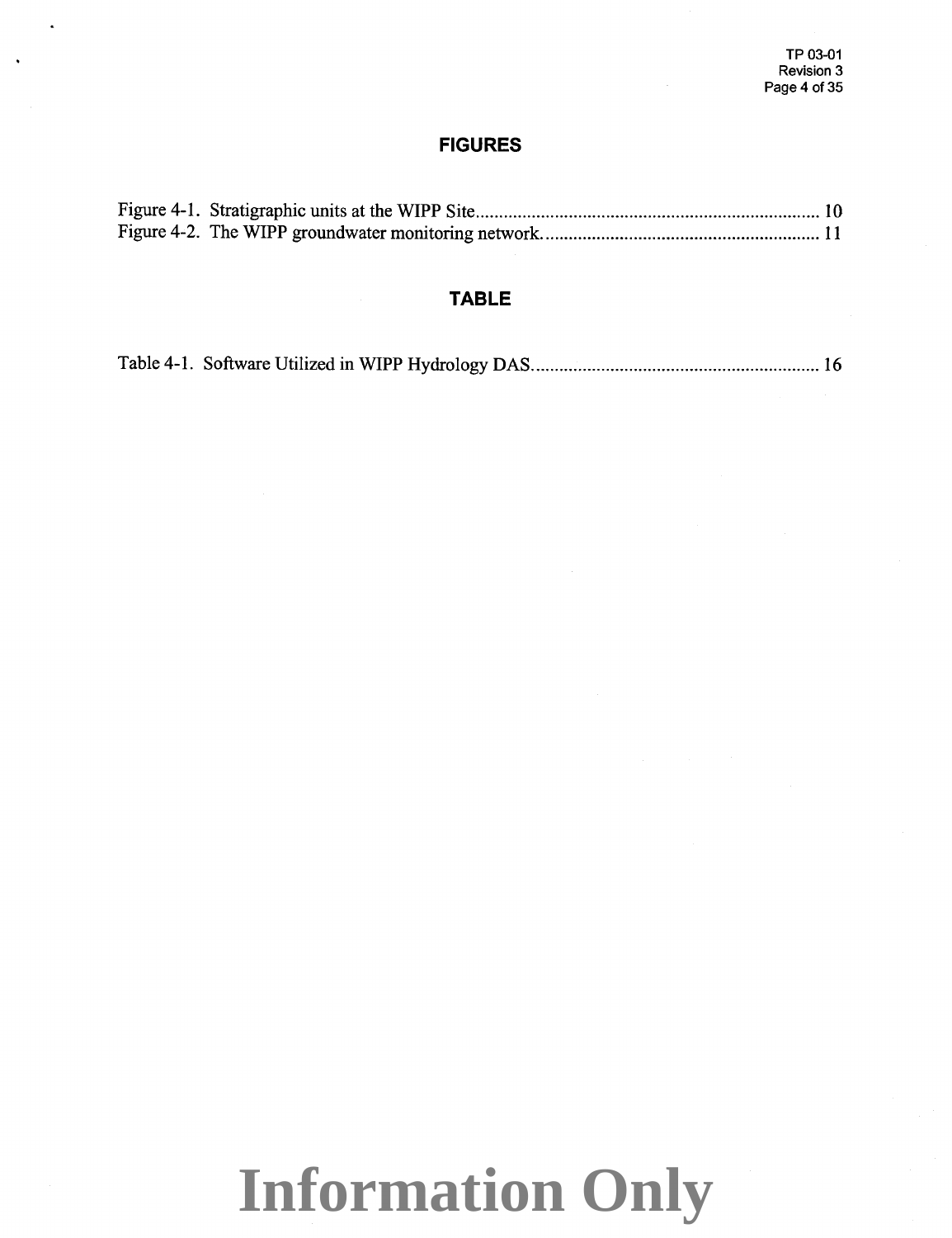## FIGURES

Figure 4-1. Stratigraphic units at the WIPP Site........................................................................... 10
Figure 4-2. The WIPP groundwater monitoring network............................................................ 11

## TABLE

Table 4-1. Software Utilized in WIPP Hydrology DAS.............................................................. 16

**Information Only**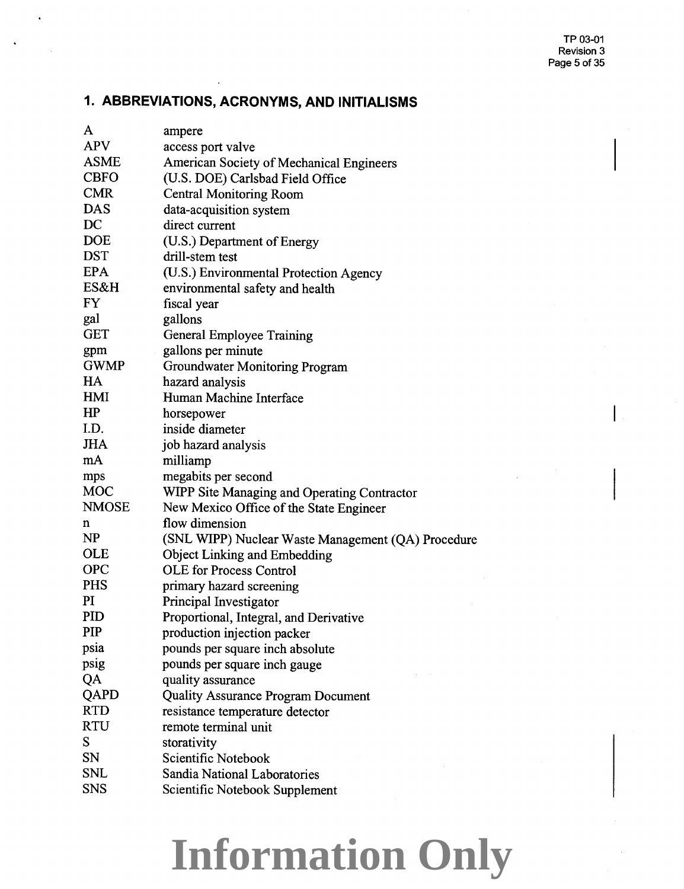## 1. ABBREVIATIONS, ACRONYMS, AND INITIALISMS

| | |
|---|---|
| A | ampere |
| APV | access port valve |
| ASME | American Society of Mechanical Engineers |
| CBFO | (U.S. DOE) Carlsbad Field Office |
| CMR | Central Monitoring Room |
| DAS | data-acquisition system |
| DC | direct current |
| DOE | (U.S.) Department of Energy |
| DST | drill-stem test |
| EPA | (U.S.) Environmental Protection Agency |
| ES&H | environmental safety and health |
| FY | fiscal year |
| gal | gallons |
| GET | General Employee Training |
| gpm | gallons per minute |
| GWMP | Groundwater Monitoring Program |
| HA | hazard analysis |
| HMI | Human Machine Interface |
| HP | horsepower |
| I.D. | inside diameter |
| JHA | job hazard analysis |
| mA | milliamp |
| mps | megabits per second |
| MOC | WIPP Site Managing and Operating Contractor |
| NMOSE | New Mexico Office of the State Engineer |
| n | flow dimension |
| NP | (SNL WIPP) Nuclear Waste Management (QA) Procedure |
| OLE | Object Linking and Embedding |
| OPC | OLE for Process Control |
| PHS | primary hazard screening |
| PI | Principal Investigator |
| PID | Proportional, Integral, and Derivative |
| PIP | production injection packer |
| psia | pounds per square inch absolute |
| psig | pounds per square inch gauge |
| QA | quality assurance |
| QAPD | Quality Assurance Program Document |
| RTD | resistance temperature detector |
| RTU | remote terminal unit |
| S | storativity |
| SN | Scientific Notebook |
| SNL | Sandia National Laboratories |
| SNS | Scientific Notebook Supplement |

Information Only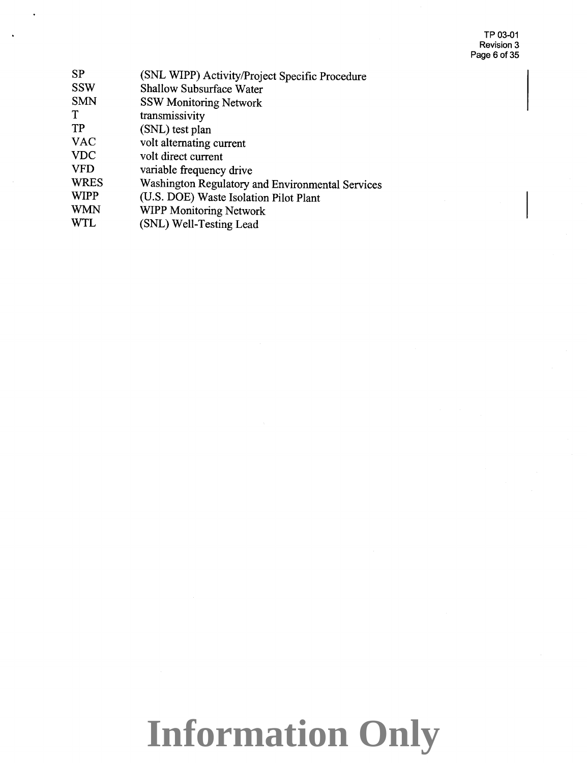| | |
|---|---|
| SP | (SNL WIPP) Activity/Project Specific Procedure |
| SSW | Shallow Subsurface Water |
| SMN | SSW Monitoring Network |
| T | transmissivity |
| TP | (SNL) test plan |
| VAC | volt alternating current |
| VDC | volt direct current |
| VFD | variable frequency drive |
| WRES | Washington Regulatory and Environmental Services |
| WIPP | (U.S. DOE) Waste Isolation Pilot Plant |
| WMN | WIPP Monitoring Network |
| WTL | (SNL) Well-Testing Lead |

Information Only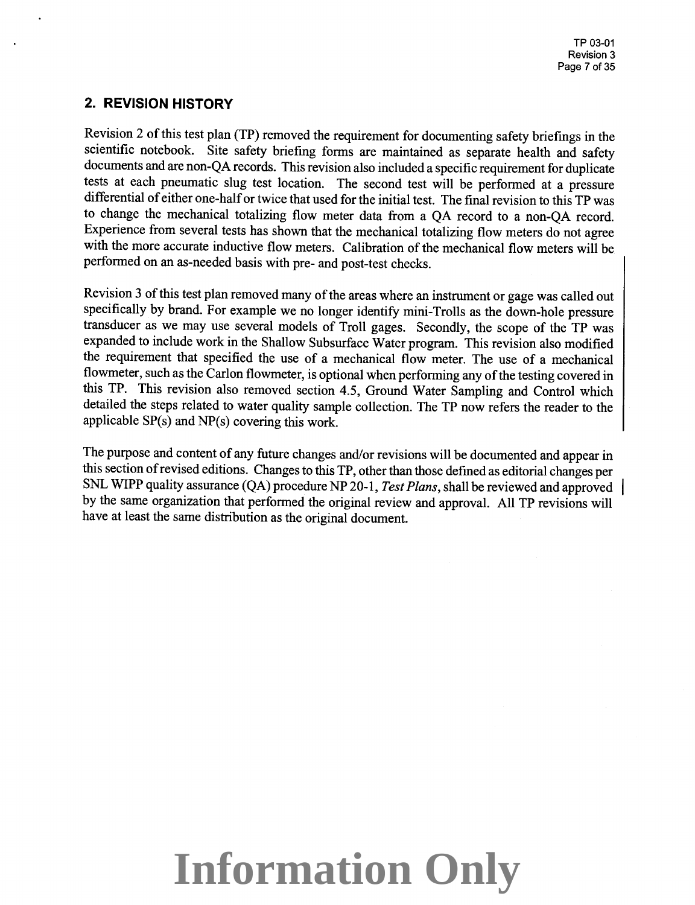## 2. REVISION HISTORY

Revision 2 of this test plan (TP) removed the requirement for documenting safety briefings in the scientific notebook. Site safety briefing forms are maintained as separate health and safety documents and are non-QA records. This revision also included a specific requirement for duplicate tests at each pneumatic slug test location. The second test will be performed at a pressure differential of either one-half or twice that used for the initial test. The final revision to this TP was to change the mechanical totalizing flow meter data from a QA record to a non-QA record. Experience from several tests has shown that the mechanical totalizing flow meters do not agree with the more accurate inductive flow meters. Calibration of the mechanical flow meters will be performed on an as-needed basis with pre- and post-test checks.

Revision 3 of this test plan removed many of the areas where an instrument or gage was called out specifically by brand. For example we no longer identify mini-Trolls as the down-hole pressure transducer as we may use several models of Troll gages. Secondly, the scope of the TP was expanded to include work in the Shallow Subsurface Water program. This revision also modified the requirement that specified the use of a mechanical flow meter. The use of a mechanical flowmeter, such as the Carlon flowmeter, is optional when performing any of the testing covered in this TP. This revision also removed section 4.5, Ground Water Sampling and Control which detailed the steps related to water quality sample collection. The TP now refers the reader to the applicable SP(s) and NP(s) covering this work.

The purpose and content of any future changes and/or revisions will be documented and appear in this section of revised editions. Changes to this TP, other than those defined as editorial changes per SNL WIPP quality assurance (QA) procedure NP 20-1, *Test Plans*, shall be reviewed and approved by the same organization that performed the original review and approval. All TP revisions will have at least the same distribution as the original document.

Information Only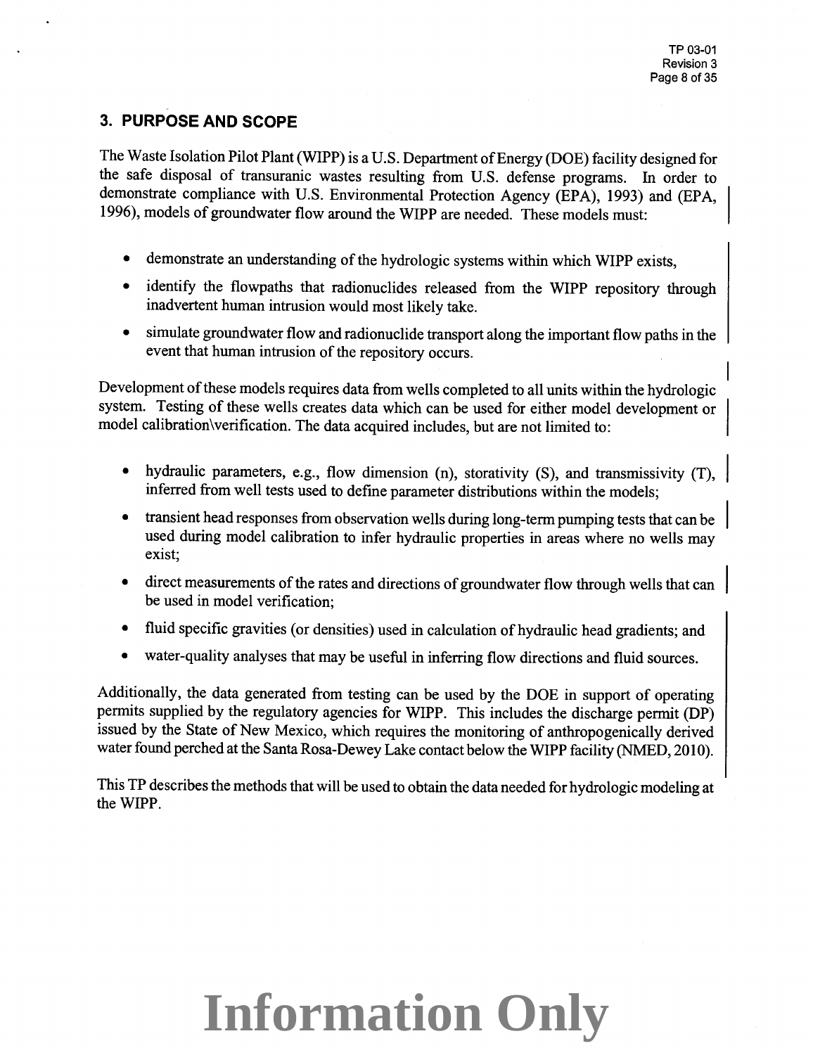## 3. PURPOSE AND SCOPE

The Waste Isolation Pilot Plant (WIPP) is a U.S. Department of Energy (DOE) facility designed for the safe disposal of transuranic wastes resulting from U.S. defense programs. In order to demonstrate compliance with U.S. Environmental Protection Agency (EPA), 1993) and (EPA, 1996), models of groundwater flow around the WIPP are needed. These models must:

- demonstrate an understanding of the hydrologic systems within which WIPP exists,
- identify the flowpaths that radionuclides released from the WIPP repository through inadvertent human intrusion would most likely take.
- simulate groundwater flow and radionuclide transport along the important flow paths in the event that human intrusion of the repository occurs.

Development of these models requires data from wells completed to all units within the hydrologic system. Testing of these wells creates data which can be used for either model development or model calibration\verification. The data acquired includes, but are not limited to:

- hydraulic parameters, e.g., flow dimension (n), storativity (S), and transmissivity (T), inferred from well tests used to define parameter distributions within the models;
- transient head responses from observation wells during long-term pumping tests that can be used during model calibration to infer hydraulic properties in areas where no wells may exist;
- direct measurements of the rates and directions of groundwater flow through wells that can be used in model verification;
- fluid specific gravities (or densities) used in calculation of hydraulic head gradients; and
- water-quality analyses that may be useful in inferring flow directions and fluid sources.

Additionally, the data generated from testing can be used by the DOE in support of operating permits supplied by the regulatory agencies for WIPP. This includes the discharge permit (DP) issued by the State of New Mexico, which requires the monitoring of anthropogenically derived water found perched at the Santa Rosa-Dewey Lake contact below the WIPP facility (NMED, 2010).

This TP describes the methods that will be used to obtain the data needed for hydrologic modeling at the WIPP.

Information Only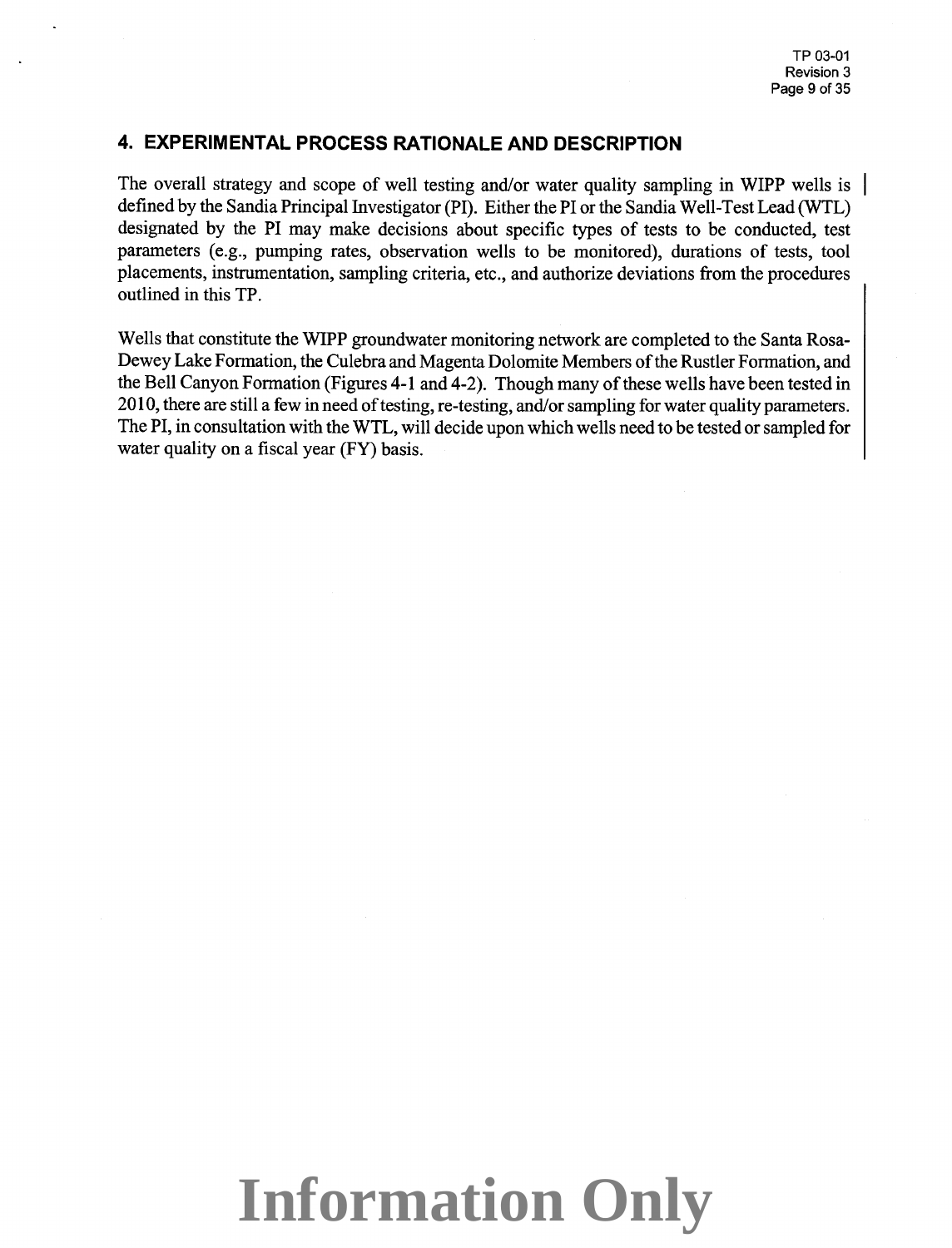## 4. EXPERIMENTAL PROCESS RATIONALE AND DESCRIPTION

The overall strategy and scope of well testing and/or water quality sampling in WIPP wells is defined by the Sandia Principal Investigator (PI). Either the PI or the Sandia Well-Test Lead (WTL) designated by the PI may make decisions about specific types of tests to be conducted, test parameters (e.g., pumping rates, observation wells to be monitored), durations of tests, tool placements, instrumentation, sampling criteria, etc., and authorize deviations from the procedures outlined in this TP.

Wells that constitute the WIPP groundwater monitoring network are completed to the Santa Rosa-Dewey Lake Formation, the Culebra and Magenta Dolomite Members of the Rustler Formation, and the Bell Canyon Formation (Figures 4-1 and 4-2). Though many of these wells have been tested in 2010, there are still a few in need of testing, re-testing, and/or sampling for water quality parameters. The PI, in consultation with the WTL, will decide upon which wells need to be tested or sampled for water quality on a fiscal year (FY) basis.

**Information Only**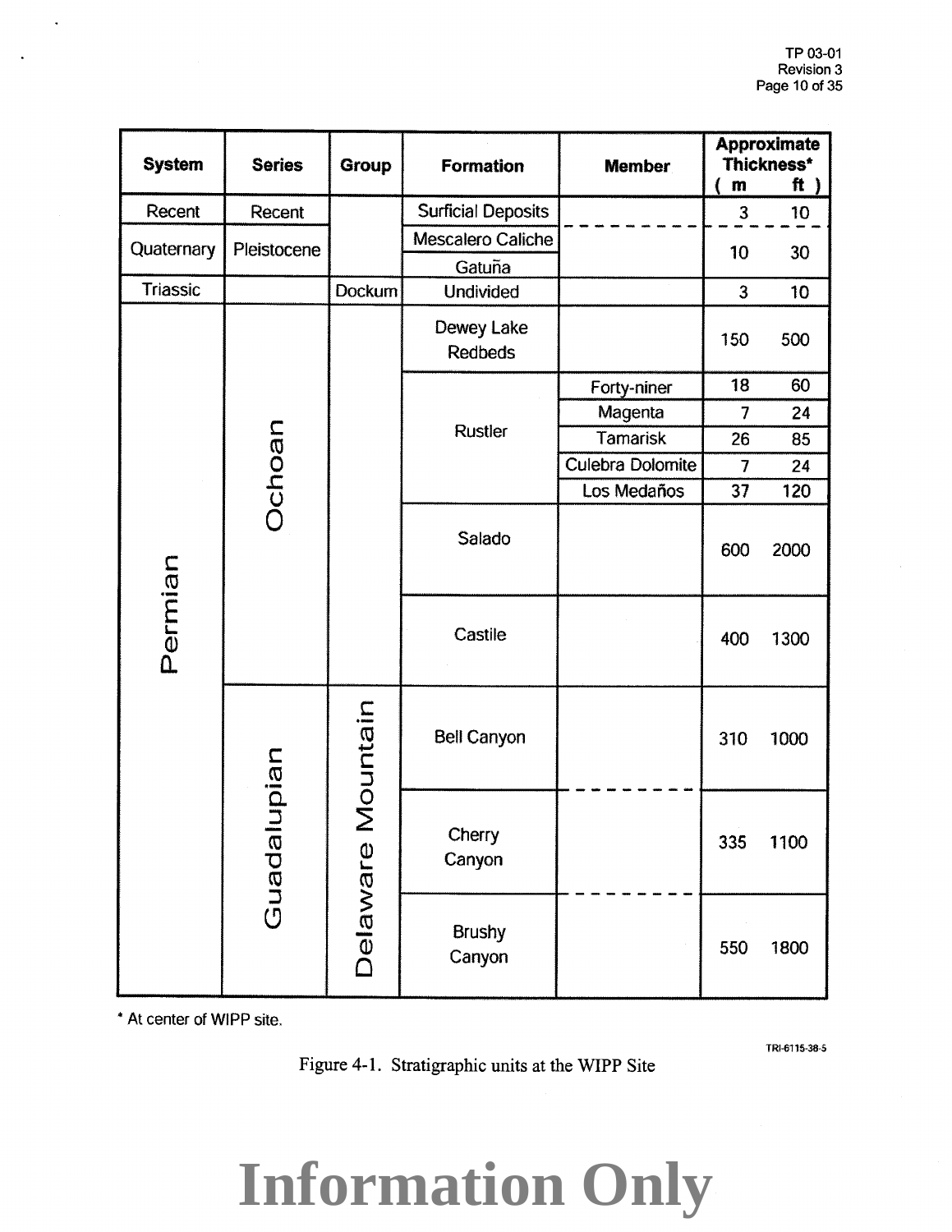| System | Series | Group | Formation | Member | Approximate Thickness* (m) | Approximate Thickness* (ft) |
|---|---|---|---|---|---|---|
| Recent | Recent | | Surficial Deposits | | 3 | 10 |
| Quaternary | Pleistocene | | Mescalero Caliche | | 10 | 30 |
| | | | Gatuña | | | |
| Triassic | | Dockum | Undivided | | 3 | 10 |
| Permian | Ochoan | | Dewey Lake Redbeds | | 150 | 500 |
| | | | Rustler | Forty-niner | 18 | 60 |
| | | | | Magenta | 7 | 24 |
| | | | | Tamarisk | 26 | 85 |
| | | | | Culebra Dolomite | 7 | 24 |
| | | | | Los Medaños | 37 | 120 |
| | | | Salado | | 600 | 2000 |
| | | | Castile | | 400 | 1300 |
| | Guadalupian | Delaware Mountain | Bell Canyon | | 310 | 1000 |
| | | | Cherry Canyon | | 335 | 1100 |
| | | | Brushy Canyon | | 550 | 1800 |

* At center of WIPP site.

TRI-6115-38-5

Figure 4-1. Stratigraphic units at the WIPP Site

Information Only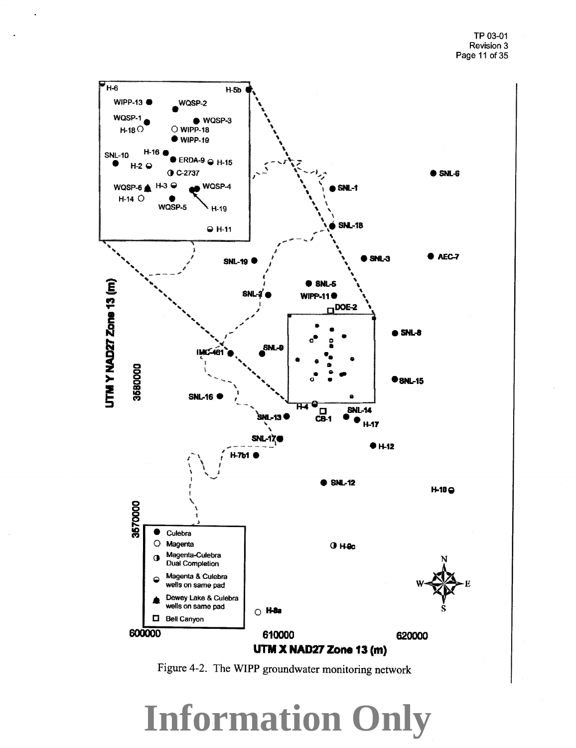Figure 4-2. The WIPP groundwater monitoring network

# Information Only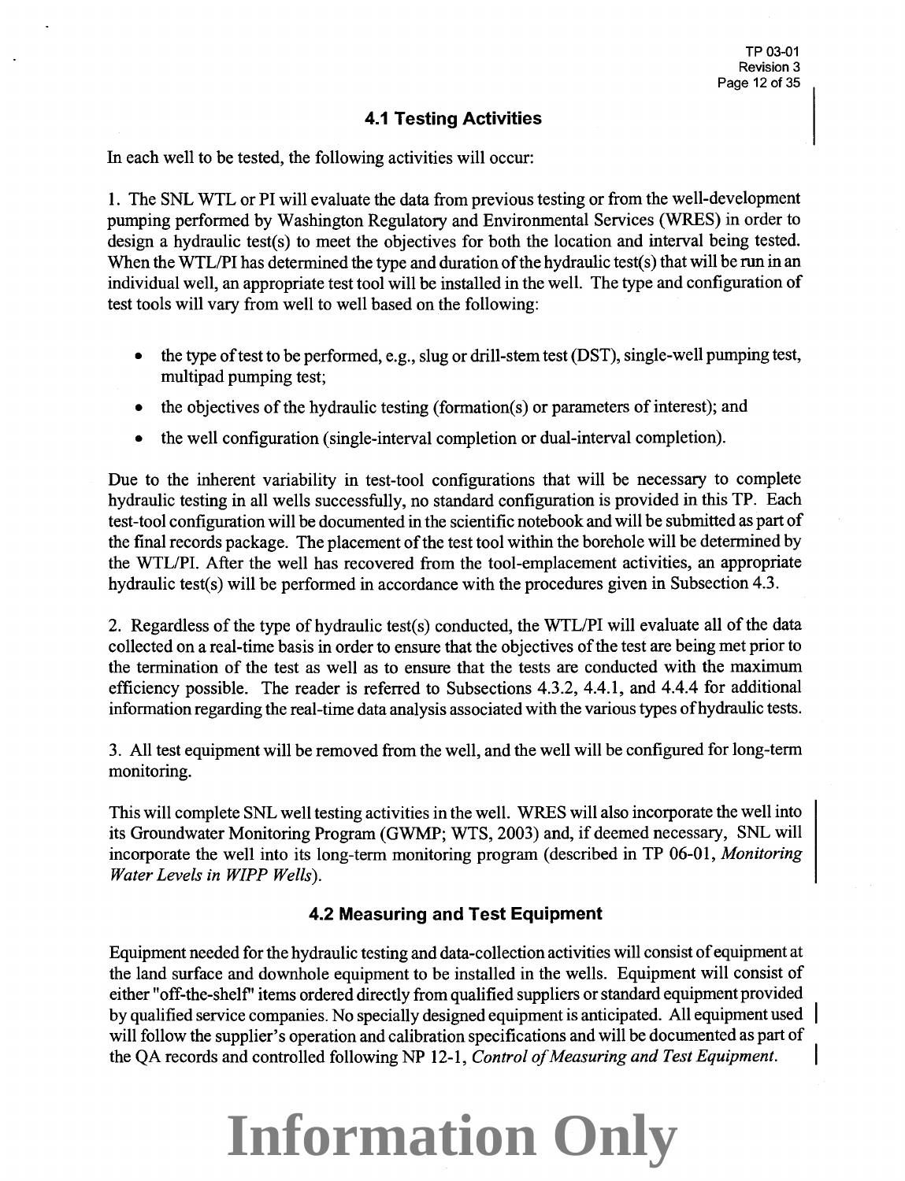## 4.1 Testing Activities

In each well to be tested, the following activities will occur:

1. The SNL WTL or PI will evaluate the data from previous testing or from the well-development pumping performed by Washington Regulatory and Environmental Services (WRES) in order to design a hydraulic test(s) to meet the objectives for both the location and interval being tested. When the WTL/PI has determined the type and duration of the hydraulic test(s) that will be run in an individual well, an appropriate test tool will be installed in the well. The type and configuration of test tools will vary from well to well based on the following:

- the type of test to be performed, e.g., slug or drill-stem test (DST), single-well pumping test, multipad pumping test;
- the objectives of the hydraulic testing (formation(s) or parameters of interest); and
- the well configuration (single-interval completion or dual-interval completion).

Due to the inherent variability in test-tool configurations that will be necessary to complete hydraulic testing in all wells successfully, no standard configuration is provided in this TP. Each test-tool configuration will be documented in the scientific notebook and will be submitted as part of the final records package. The placement of the test tool within the borehole will be determined by the WTL/PI. After the well has recovered from the tool-emplacement activities, an appropriate hydraulic test(s) will be performed in accordance with the procedures given in Subsection 4.3.

2. Regardless of the type of hydraulic test(s) conducted, the WTL/PI will evaluate all of the data collected on a real-time basis in order to ensure that the objectives of the test are being met prior to the termination of the test as well as to ensure that the tests are conducted with the maximum efficiency possible. The reader is referred to Subsections 4.3.2, 4.4.1, and 4.4.4 for additional information regarding the real-time data analysis associated with the various types of hydraulic tests.

3. All test equipment will be removed from the well, and the well will be configured for long-term monitoring.

This will complete SNL well testing activities in the well. WRES will also incorporate the well into its Groundwater Monitoring Program (GWMP; WTS, 2003) and, if deemed necessary, SNL will incorporate the well into its long-term monitoring program (described in TP 06-01, *Monitoring Water Levels in WIPP Wells*).

## 4.2 Measuring and Test Equipment

Equipment needed for the hydraulic testing and data-collection activities will consist of equipment at the land surface and downhole equipment to be installed in the wells. Equipment will consist of either "off-the-shelf" items ordered directly from qualified suppliers or standard equipment provided by qualified service companies. No specially designed equipment is anticipated. All equipment used will follow the supplier's operation and calibration specifications and will be documented as part of the QA records and controlled following NP 12-1, *Control of Measuring and Test Equipment*.

Information Only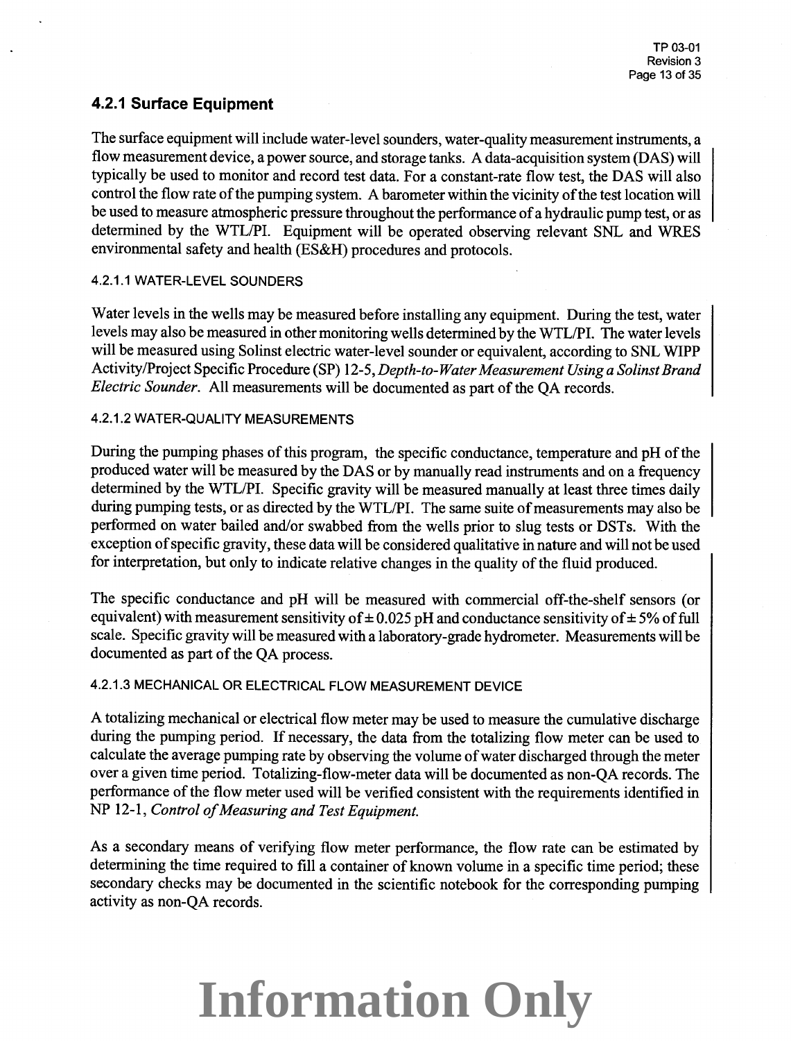### 4.2.1 Surface Equipment

The surface equipment will include water-level sounders, water-quality measurement instruments, a flow measurement device, a power source, and storage tanks. A data-acquisition system (DAS) will typically be used to monitor and record test data. For a constant-rate flow test, the DAS will also control the flow rate of the pumping system. A barometer within the vicinity of the test location will be used to measure atmospheric pressure throughout the performance of a hydraulic pump test, or as determined by the WTL/PI. Equipment will be operated observing relevant SNL and WRES environmental safety and health (ES&H) procedures and protocols.

#### 4.2.1.1 WATER-LEVEL SOUNDERS

Water levels in the wells may be measured before installing any equipment. During the test, water levels may also be measured in other monitoring wells determined by the WTL/PI. The water levels will be measured using Solinst electric water-level sounder or equivalent, according to SNL WIPP Activity/Project Specific Procedure (SP) 12-5, *Depth-to-Water Measurement Using a Solinst Brand Electric Sounder*. All measurements will be documented as part of the QA records.

#### 4.2.1.2 WATER-QUALITY MEASUREMENTS

During the pumping phases of this program, the specific conductance, temperature and pH of the produced water will be measured by the DAS or by manually read instruments and on a frequency determined by the WTL/PI. Specific gravity will be measured manually at least three times daily during pumping tests, or as directed by the WTL/PI. The same suite of measurements may also be performed on water bailed and/or swabbed from the wells prior to slug tests or DSTs. With the exception of specific gravity, these data will be considered qualitative in nature and will not be used for interpretation, but only to indicate relative changes in the quality of the fluid produced.

The specific conductance and pH will be measured with commercial off-the-shelf sensors (or equivalent) with measurement sensitivity of ± 0.025 pH and conductance sensitivity of ± 5% of full scale. Specific gravity will be measured with a laboratory-grade hydrometer. Measurements will be documented as part of the QA process.

#### 4.2.1.3 MECHANICAL OR ELECTRICAL FLOW MEASUREMENT DEVICE

A totalizing mechanical or electrical flow meter may be used to measure the cumulative discharge during the pumping period. If necessary, the data from the totalizing flow meter can be used to calculate the average pumping rate by observing the volume of water discharged through the meter over a given time period. Totalizing-flow-meter data will be documented as non-QA records. The performance of the flow meter used will be verified consistent with the requirements identified in NP 12-1, *Control of Measuring and Test Equipment.*

As a secondary means of verifying flow meter performance, the flow rate can be estimated by determining the time required to fill a container of known volume in a specific time period; these secondary checks may be documented in the scientific notebook for the corresponding pumping activity as non-QA records.

Information Only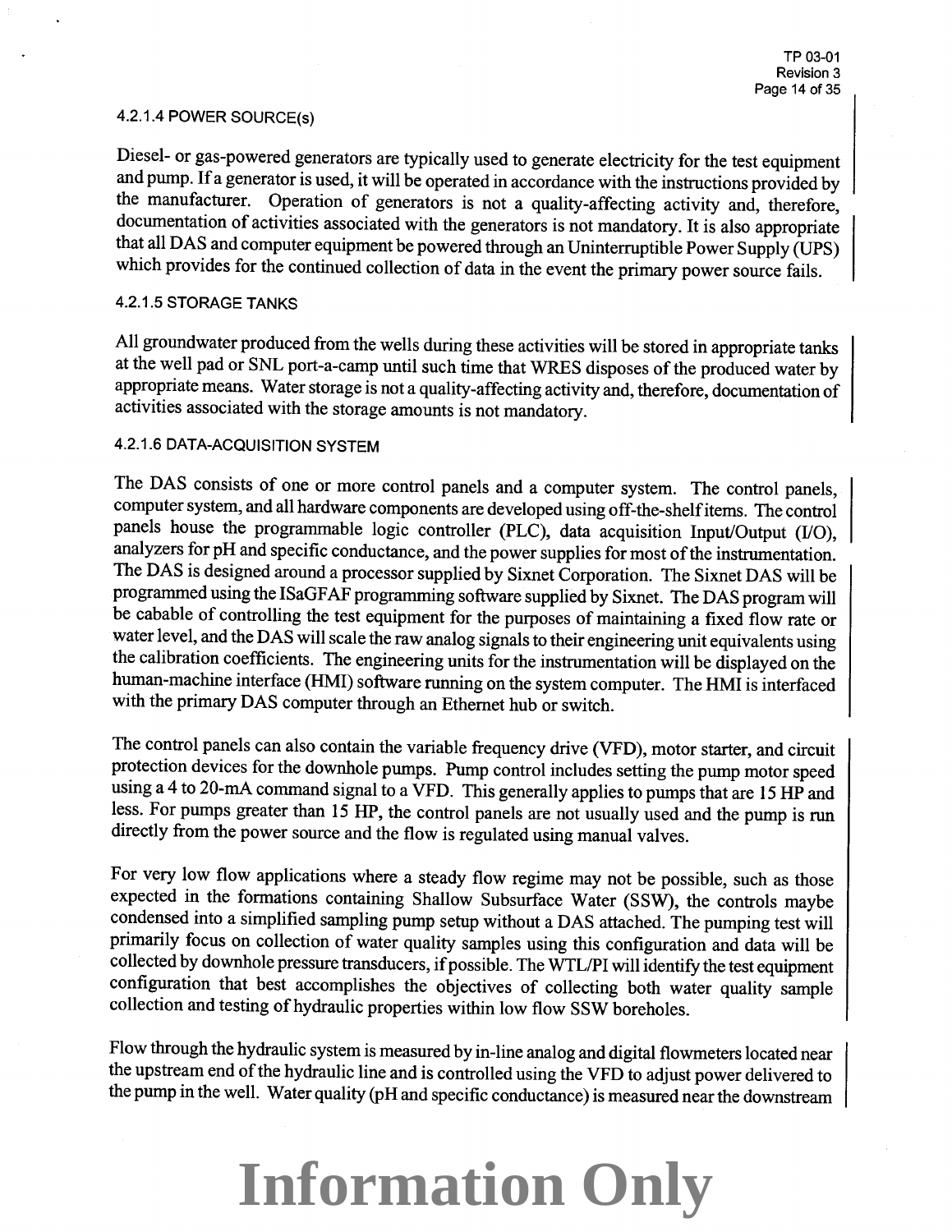#### 4.2.1.4 POWER SOURCE(s)

Diesel- or gas-powered generators are typically used to generate electricity for the test equipment and pump. If a generator is used, it will be operated in accordance with the instructions provided by the manufacturer. Operation of generators is not a quality-affecting activity and, therefore, documentation of activities associated with the generators is not mandatory. It is also appropriate that all DAS and computer equipment be powered through an Uninterruptible Power Supply (UPS) which provides for the continued collection of data in the event the primary power source fails.

#### 4.2.1.5 STORAGE TANKS

All groundwater produced from the wells during these activities will be stored in appropriate tanks at the well pad or SNL port-a-camp until such time that WRES disposes of the produced water by appropriate means. Water storage is not a quality-affecting activity and, therefore, documentation of activities associated with the storage amounts is not mandatory.

#### 4.2.1.6 DATA-ACQUISITION SYSTEM

The DAS consists of one or more control panels and a computer system. The control panels, computer system, and all hardware components are developed using off-the-shelf items. The control panels house the programmable logic controller (PLC), data acquisition Input/Output (I/O), analyzers for pH and specific conductance, and the power supplies for most of the instrumentation. The DAS is designed around a processor supplied by Sixnet Corporation. The Sixnet DAS will be programmed using the ISaGFAF programming software supplied by Sixnet. The DAS program will be cabable of controlling the test equipment for the purposes of maintaining a fixed flow rate or water level, and the DAS will scale the raw analog signals to their engineering unit equivalents using the calibration coefficients. The engineering units for the instrumentation will be displayed on the human-machine interface (HMI) software running on the system computer. The HMI is interfaced with the primary DAS computer through an Ethernet hub or switch.

The control panels can also contain the variable frequency drive (VFD), motor starter, and circuit protection devices for the downhole pumps. Pump control includes setting the pump motor speed using a 4 to 20-mA command signal to a VFD. This generally applies to pumps that are 15 HP and less. For pumps greater than 15 HP, the control panels are not usually used and the pump is run directly from the power source and the flow is regulated using manual valves.

For very low flow applications where a steady flow regime may not be possible, such as those expected in the formations containing Shallow Subsurface Water (SSW), the controls maybe condensed into a simplified sampling pump setup without a DAS attached. The pumping test will primarily focus on collection of water quality samples using this configuration and data will be collected by downhole pressure transducers, if possible. The WTL/PI will identify the test equipment configuration that best accomplishes the objectives of collecting both water quality sample collection and testing of hydraulic properties within low flow SSW boreholes.

Flow through the hydraulic system is measured by in-line analog and digital flowmeters located near the upstream end of the hydraulic line and is controlled using the VFD to adjust power delivered to the pump in the well. Water quality (pH and specific conductance) is measured near the downstream

**Information Only**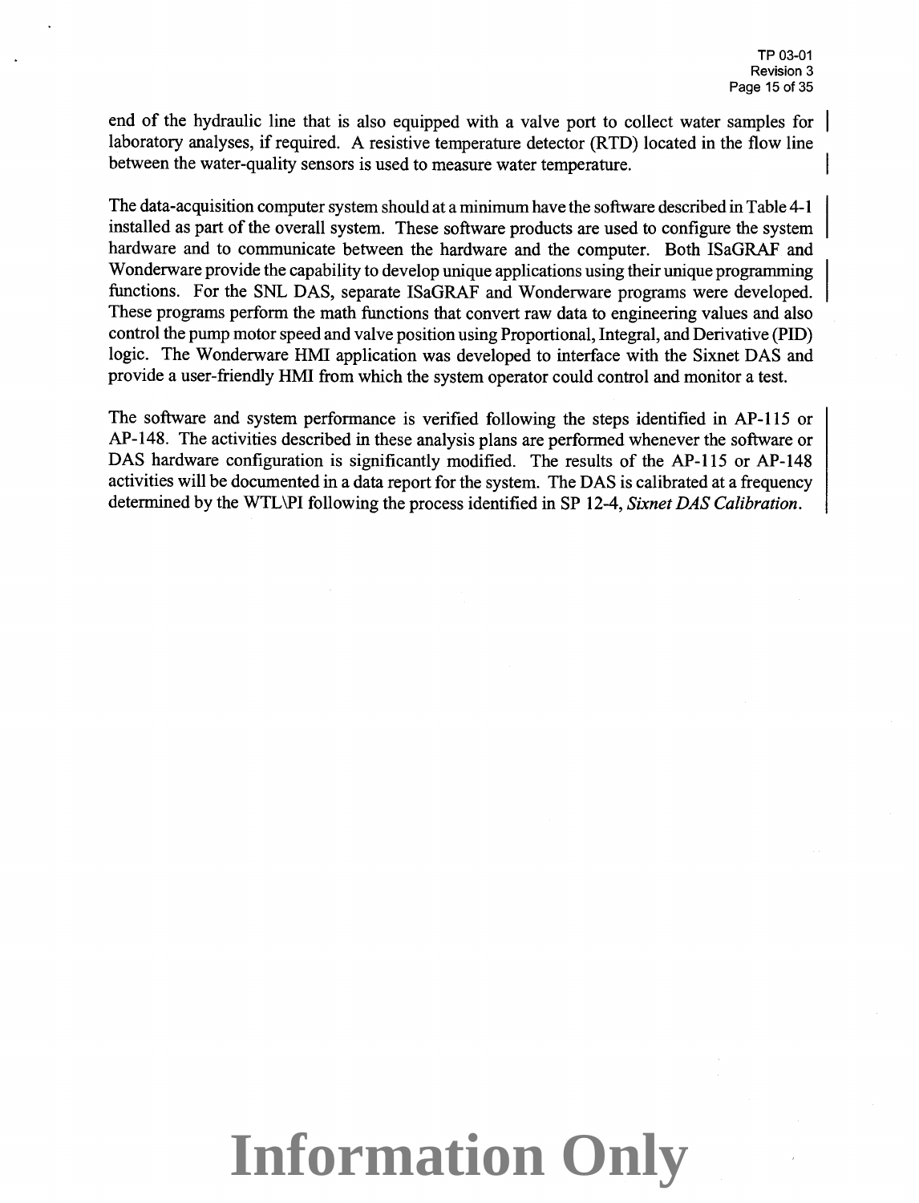end of the hydraulic line that is also equipped with a valve port to collect water samples for laboratory analyses, if required. A resistive temperature detector (RTD) located in the flow line between the water-quality sensors is used to measure water temperature.

The data-acquisition computer system should at a minimum have the software described in Table 4-1 installed as part of the overall system. These software products are used to configure the system hardware and to communicate between the hardware and the computer. Both ISaGRAF and Wonderware provide the capability to develop unique applications using their unique programming functions. For the SNL DAS, separate ISaGRAF and Wonderware programs were developed. These programs perform the math functions that convert raw data to engineering values and also control the pump motor speed and valve position using Proportional, Integral, and Derivative (PID) logic. The Wonderware HMI application was developed to interface with the Sixnet DAS and provide a user-friendly HMI from which the system operator could control and monitor a test.

The software and system performance is verified following the steps identified in AP-115 or AP-148. The activities described in these analysis plans are performed whenever the software or DAS hardware configuration is significantly modified. The results of the AP-115 or AP-148 activities will be documented in a data report for the system. The DAS is calibrated at a frequency determined by the WTL\PI following the process identified in SP 12-4, *Sixnet DAS Calibration*.

**Information Only**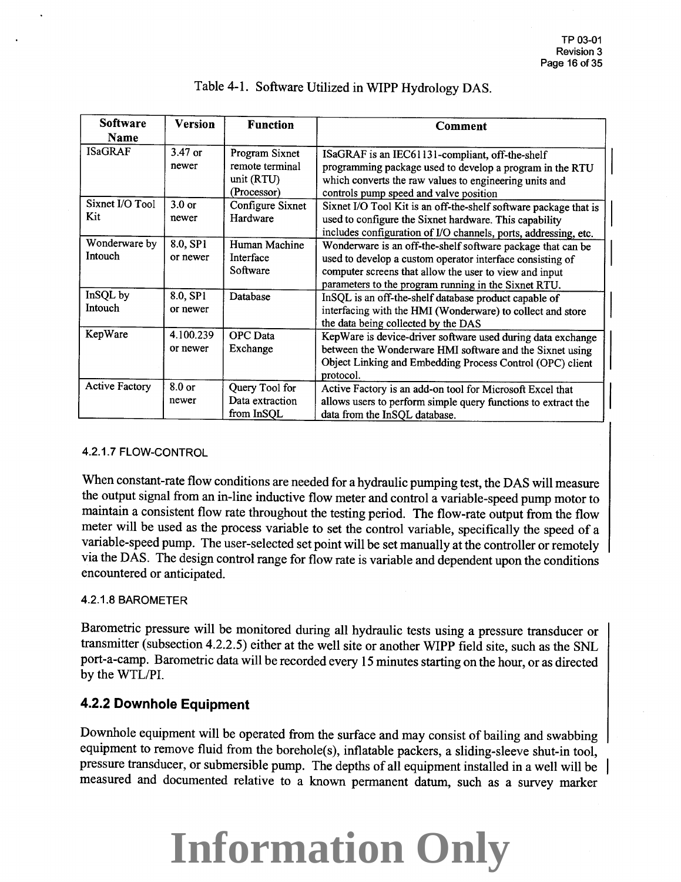Table 4-1. Software Utilized in WIPP Hydrology DAS.

| Software Name | Version | Function | Comment |
|---|---|---|---|
| ISaGRAF | 3.47 or newer | Program Sixnet remote terminal unit (RTU) (Processor) | ISaGRAF is an IEC61131-compliant, off-the-shelf programming package used to develop a program in the RTU which converts the raw values to engineering units and controls pump speed and valve position |
| Sixnet I/O Tool Kit | 3.0 or newer | Configure Sixnet Hardware | Sixnet I/O Tool Kit is an off-the-shelf software package that is used to configure the Sixnet hardware. This capability includes configuration of I/O channels, ports, addressing, etc. |
| Wonderware by Intouch | 8.0, SP1 or newer | Human Machine Interface Software | Wonderware is an off-the-shelf software package that can be used to develop a custom operator interface consisting of computer screens that allow the user to view and input parameters to the program running in the Sixnet RTU. |
| InSQL by Intouch | 8.0, SP1 or newer | Database | InSQL is an off-the-shelf database product capable of interfacing with the HMI (Wonderware) to collect and store the data being collected by the DAS |
| KepWare | 4.100.239 or newer | OPC Data Exchange | KepWare is device-driver software used during data exchange between the Wonderware HMI software and the Sixnet using Object Linking and Embedding Process Control (OPC) client protocol. |
| Active Factory | 8.0 or newer | Query Tool for Data extraction from InSQL | Active Factory is an add-on tool for Microsoft Excel that allows users to perform simple query functions to extract the data from the InSQL database. |

4.2.1.7 FLOW-CONTROL

When constant-rate flow conditions are needed for a hydraulic pumping test, the DAS will measure the output signal from an in-line inductive flow meter and control a variable-speed pump motor to maintain a consistent flow rate throughout the testing period. The flow-rate output from the flow meter will be used as the process variable to set the control variable, specifically the speed of a variable-speed pump. The user-selected set point will be set manually at the controller or remotely via the DAS. The design control range for flow rate is variable and dependent upon the conditions encountered or anticipated.

4.2.1.8 BAROMETER

Barometric pressure will be monitored during all hydraulic tests using a pressure transducer or transmitter (subsection 4.2.2.5) either at the well site or another WIPP field site, such as the SNL port-a-camp. Barometric data will be recorded every 15 minutes starting on the hour, or as directed by the WTL/PI.

### 4.2.2 Downhole Equipment

Downhole equipment will be operated from the surface and may consist of bailing and swabbing equipment to remove fluid from the borehole(s), inflatable packers, a sliding-sleeve shut-in tool, pressure transducer, or submersible pump. The depths of all equipment installed in a well will be measured and documented relative to a known permanent datum, such as a survey marker

Information Only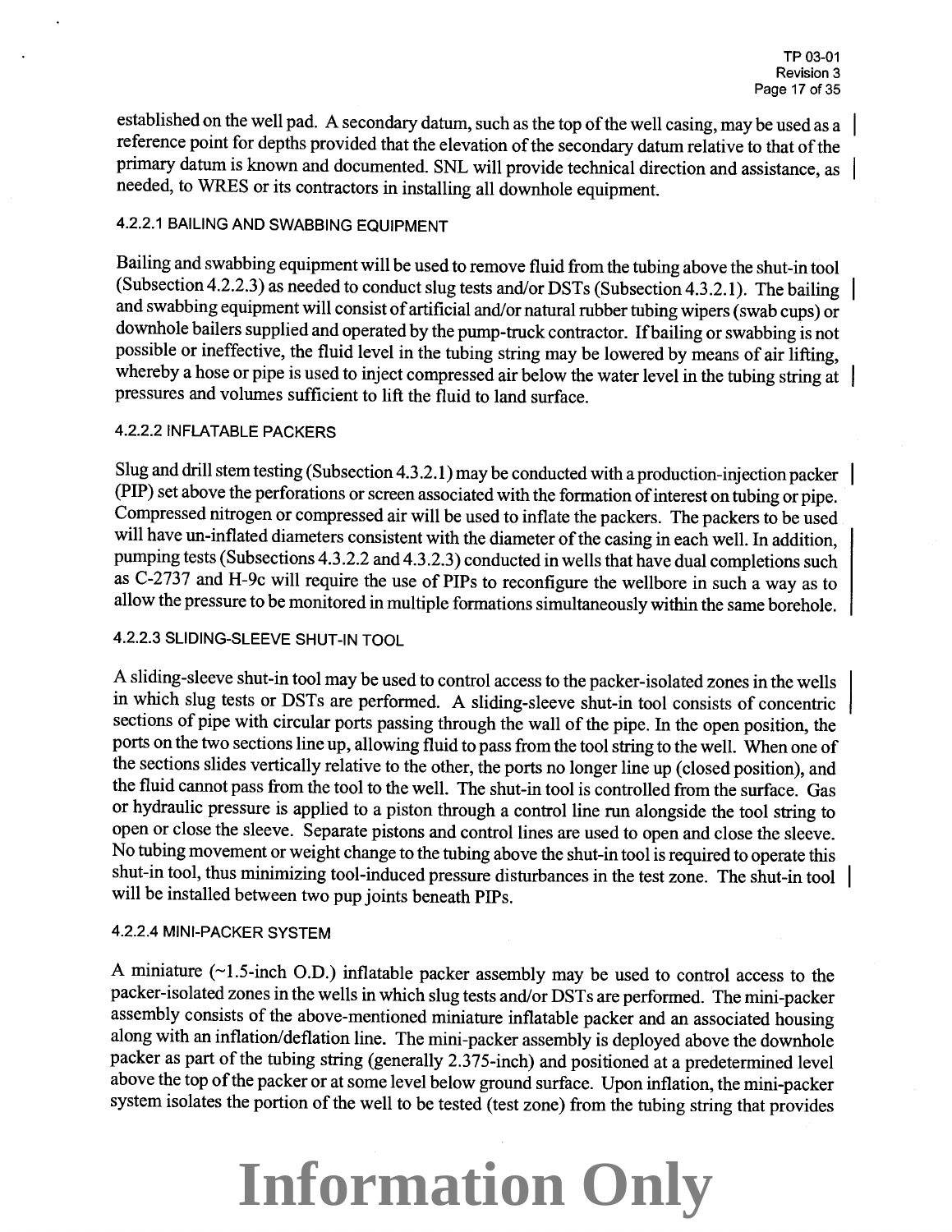established on the well pad. A secondary datum, such as the top of the well casing, may be used as a reference point for depths provided that the elevation of the secondary datum relative to that of the primary datum is known and documented. SNL will provide technical direction and assistance, as needed, to WRES or its contractors in installing all downhole equipment.

#### 4.2.2.1 BAILING AND SWABBING EQUIPMENT

Bailing and swabbing equipment will be used to remove fluid from the tubing above the shut-in tool (Subsection 4.2.2.3) as needed to conduct slug tests and/or DSTs (Subsection 4.3.2.1). The bailing and swabbing equipment will consist of artificial and/or natural rubber tubing wipers (swab cups) or downhole bailers supplied and operated by the pump-truck contractor. If bailing or swabbing is not possible or ineffective, the fluid level in the tubing string may be lowered by means of air lifting, whereby a hose or pipe is used to inject compressed air below the water level in the tubing string at pressures and volumes sufficient to lift the fluid to land surface.

#### 4.2.2.2 INFLATABLE PACKERS

Slug and drill stem testing (Subsection 4.3.2.1) may be conducted with a production-injection packer (PIP) set above the perforations or screen associated with the formation of interest on tubing or pipe. Compressed nitrogen or compressed air will be used to inflate the packers. The packers to be used will have un-inflated diameters consistent with the diameter of the casing in each well. In addition, pumping tests (Subsections 4.3.2.2 and 4.3.2.3) conducted in wells that have dual completions such as C-2737 and H-9c will require the use of PIPs to reconfigure the wellbore in such a way as to allow the pressure to be monitored in multiple formations simultaneously within the same borehole.

#### 4.2.2.3 SLIDING-SLEEVE SHUT-IN TOOL

A sliding-sleeve shut-in tool may be used to control access to the packer-isolated zones in the wells in which slug tests or DSTs are performed. A sliding-sleeve shut-in tool consists of concentric sections of pipe with circular ports passing through the wall of the pipe. In the open position, the ports on the two sections line up, allowing fluid to pass from the tool string to the well. When one of the sections slides vertically relative to the other, the ports no longer line up (closed position), and the fluid cannot pass from the tool to the well. The shut-in tool is controlled from the surface. Gas or hydraulic pressure is applied to a piston through a control line run alongside the tool string to open or close the sleeve. Separate pistons and control lines are used to open and close the sleeve. No tubing movement or weight change to the tubing above the shut-in tool is required to operate this shut-in tool, thus minimizing tool-induced pressure disturbances in the test zone. The shut-in tool will be installed between two pup joints beneath PIPs.

#### 4.2.2.4 MINI-PACKER SYSTEM

A miniature (~1.5-inch O.D.) inflatable packer assembly may be used to control access to the packer-isolated zones in the wells in which slug tests and/or DSTs are performed. The mini-packer assembly consists of the above-mentioned miniature inflatable packer and an associated housing along with an inflation/deflation line. The mini-packer assembly is deployed above the downhole packer as part of the tubing string (generally 2.375-inch) and positioned at a predetermined level above the top of the packer or at some level below ground surface. Upon inflation, the mini-packer system isolates the portion of the well to be tested (test zone) from the tubing string that provides

Information Only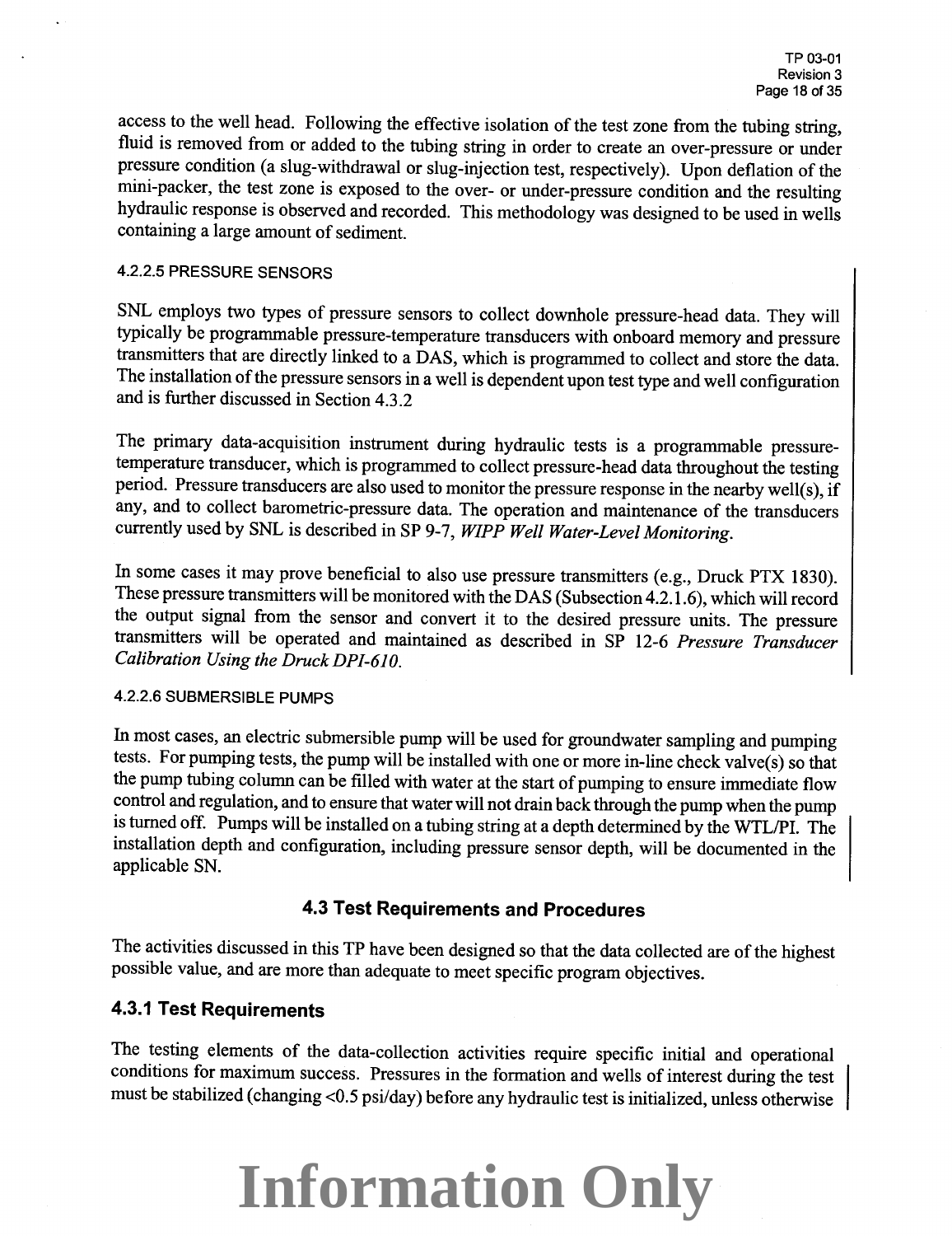access to the well head. Following the effective isolation of the test zone from the tubing string, fluid is removed from or added to the tubing string in order to create an over-pressure or under pressure condition (a slug-withdrawal or slug-injection test, respectively). Upon deflation of the mini-packer, the test zone is exposed to the over- or under-pressure condition and the resulting hydraulic response is observed and recorded. This methodology was designed to be used in wells containing a large amount of sediment.

#### 4.2.2.5 PRESSURE SENSORS

SNL employs two types of pressure sensors to collect downhole pressure-head data. They will typically be programmable pressure-temperature transducers with onboard memory and pressure transmitters that are directly linked to a DAS, which is programmed to collect and store the data. The installation of the pressure sensors in a well is dependent upon test type and well configuration and is further discussed in Section 4.3.2

The primary data-acquisition instrument during hydraulic tests is a programmable pressure-temperature transducer, which is programmed to collect pressure-head data throughout the testing period. Pressure transducers are also used to monitor the pressure response in the nearby well(s), if any, and to collect barometric-pressure data. The operation and maintenance of the transducers currently used by SNL is described in SP 9-7, *WIPP Well Water-Level Monitoring*.

In some cases it may prove beneficial to also use pressure transmitters (e.g., Druck PTX 1830). These pressure transmitters will be monitored with the DAS (Subsection 4.2.1.6), which will record the output signal from the sensor and convert it to the desired pressure units. The pressure transmitters will be operated and maintained as described in SP 12-6 *Pressure Transducer Calibration Using the Druck DPI-610*.

#### 4.2.2.6 SUBMERSIBLE PUMPS

In most cases, an electric submersible pump will be used for groundwater sampling and pumping tests. For pumping tests, the pump will be installed with one or more in-line check valve(s) so that the pump tubing column can be filled with water at the start of pumping to ensure immediate flow control and regulation, and to ensure that water will not drain back through the pump when the pump is turned off. Pumps will be installed on a tubing string at a depth determined by the WTL/PI. The installation depth and configuration, including pressure sensor depth, will be documented in the applicable SN.

## 4.3 Test Requirements and Procedures

The activities discussed in this TP have been designed so that the data collected are of the highest possible value, and are more than adequate to meet specific program objectives.

### 4.3.1 Test Requirements

The testing elements of the data-collection activities require specific initial and operational conditions for maximum success. Pressures in the formation and wells of interest during the test must be stabilized (changing <0.5 psi/day) before any hydraulic test is initialized, unless otherwise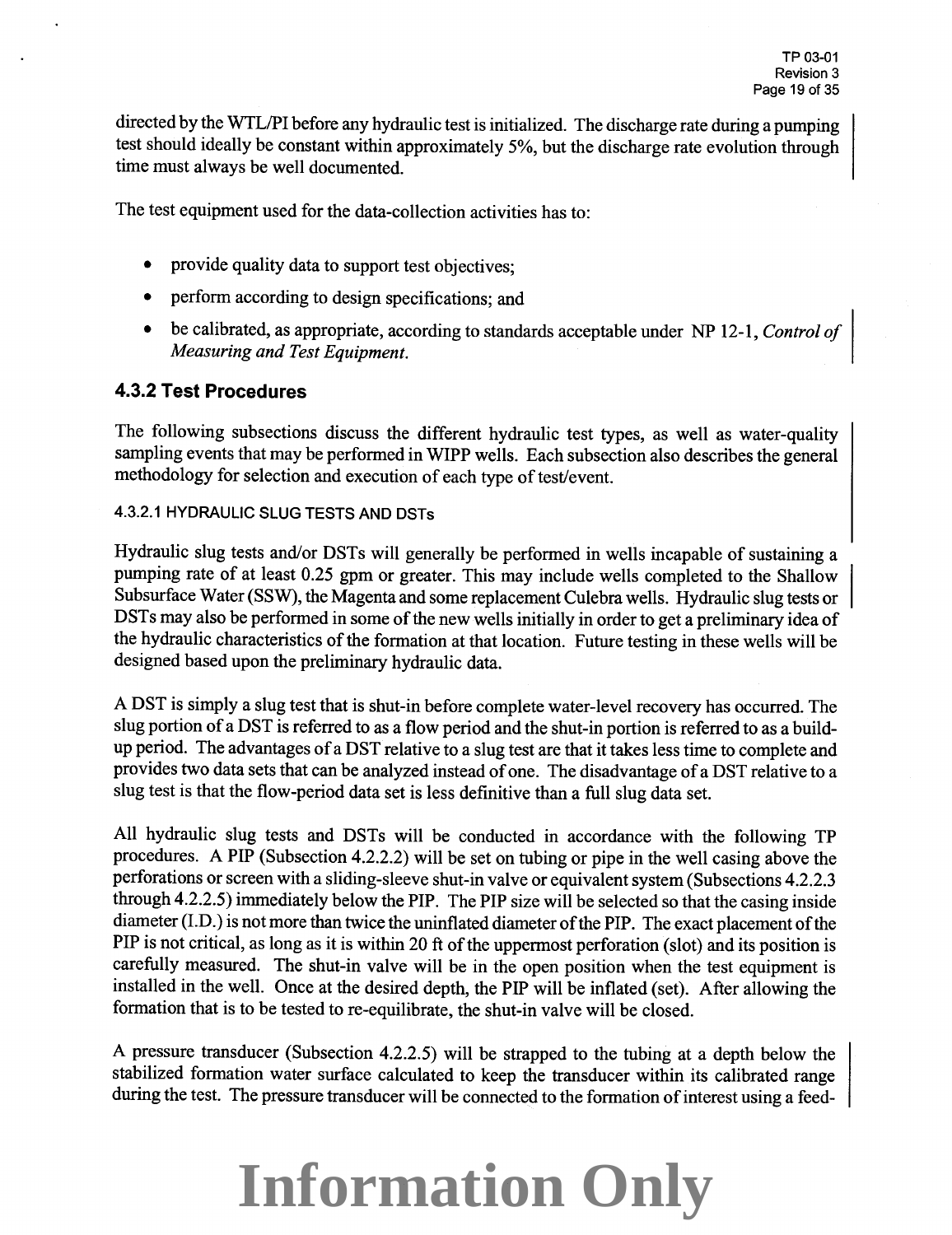directed by the WTL/PI before any hydraulic test is initialized. The discharge rate during a pumping test should ideally be constant within approximately 5%, but the discharge rate evolution through time must always be well documented.

The test equipment used for the data-collection activities has to:

- provide quality data to support test objectives;
- perform according to design specifications; and
- be calibrated, as appropriate, according to standards acceptable under NP 12-1, *Control of Measuring and Test Equipment.*

### 4.3.2 Test Procedures

The following subsections discuss the different hydraulic test types, as well as water-quality sampling events that may be performed in WIPP wells. Each subsection also describes the general methodology for selection and execution of each type of test/event.

#### 4.3.2.1 HYDRAULIC SLUG TESTS AND DSTs

Hydraulic slug tests and/or DSTs will generally be performed in wells incapable of sustaining a pumping rate of at least 0.25 gpm or greater. This may include wells completed to the Shallow Subsurface Water (SSW), the Magenta and some replacement Culebra wells. Hydraulic slug tests or DSTs may also be performed in some of the new wells initially in order to get a preliminary idea of the hydraulic characteristics of the formation at that location. Future testing in these wells will be designed based upon the preliminary hydraulic data.

A DST is simply a slug test that is shut-in before complete water-level recovery has occurred. The slug portion of a DST is referred to as a flow period and the shut-in portion is referred to as a build-up period. The advantages of a DST relative to a slug test are that it takes less time to complete and provides two data sets that can be analyzed instead of one. The disadvantage of a DST relative to a slug test is that the flow-period data set is less definitive than a full slug data set.

All hydraulic slug tests and DSTs will be conducted in accordance with the following TP procedures. A PIP (Subsection 4.2.2.2) will be set on tubing or pipe in the well casing above the perforations or screen with a sliding-sleeve shut-in valve or equivalent system (Subsections 4.2.2.3 through 4.2.2.5) immediately below the PIP. The PIP size will be selected so that the casing inside diameter (I.D.) is not more than twice the uninflated diameter of the PIP. The exact placement of the PIP is not critical, as long as it is within 20 ft of the uppermost perforation (slot) and its position is carefully measured. The shut-in valve will be in the open position when the test equipment is installed in the well. Once at the desired depth, the PIP will be inflated (set). After allowing the formation that is to be tested to re-equilibrate, the shut-in valve will be closed.

A pressure transducer (Subsection 4.2.2.5) will be strapped to the tubing at a depth below the stabilized formation water surface calculated to keep the transducer within its calibrated range during the test. The pressure transducer will be connected to the formation of interest using a feed-

Information Only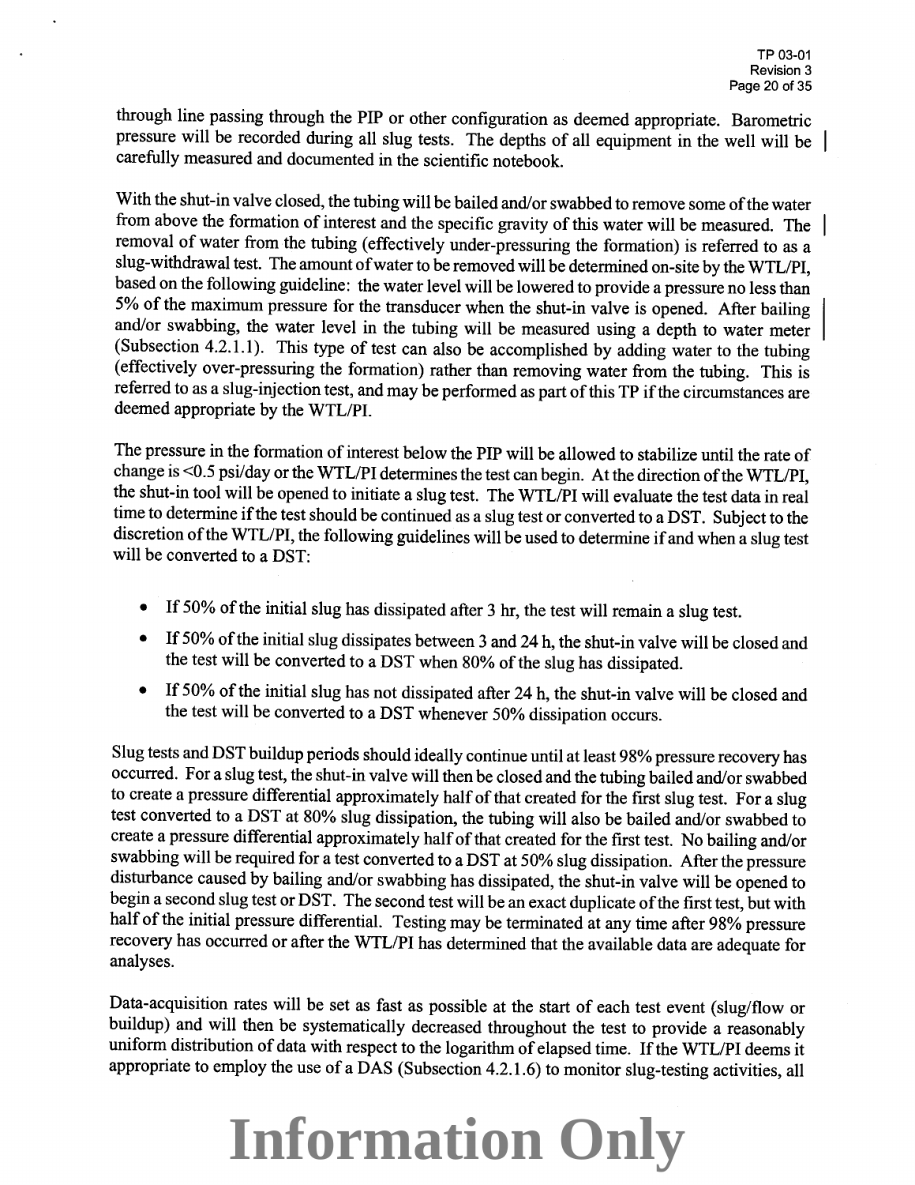through line passing through the PIP or other configuration as deemed appropriate. Barometric pressure will be recorded during all slug tests. The depths of all equipment in the well will be carefully measured and documented in the scientific notebook.

With the shut-in valve closed, the tubing will be bailed and/or swabbed to remove some of the water from above the formation of interest and the specific gravity of this water will be measured. The removal of water from the tubing (effectively under-pressuring the formation) is referred to as a slug-withdrawal test. The amount of water to be removed will be determined on-site by the WTL/PI, based on the following guideline: the water level will be lowered to provide a pressure no less than 5% of the maximum pressure for the transducer when the shut-in valve is opened. After bailing and/or swabbing, the water level in the tubing will be measured using a depth to water meter (Subsection 4.2.1.1). This type of test can also be accomplished by adding water to the tubing (effectively over-pressuring the formation) rather than removing water from the tubing. This is referred to as a slug-injection test, and may be performed as part of this TP if the circumstances are deemed appropriate by the WTL/PI.

The pressure in the formation of interest below the PIP will be allowed to stabilize until the rate of change is <0.5 psi/day or the WTL/PI determines the test can begin. At the direction of the WTL/PI, the shut-in tool will be opened to initiate a slug test. The WTL/PI will evaluate the test data in real time to determine if the test should be continued as a slug test or converted to a DST. Subject to the discretion of the WTL/PI, the following guidelines will be used to determine if and when a slug test will be converted to a DST:

- If 50% of the initial slug has dissipated after 3 hr, the test will remain a slug test.
- If 50% of the initial slug dissipates between 3 and 24 h, the shut-in valve will be closed and the test will be converted to a DST when 80% of the slug has dissipated.
- If 50% of the initial slug has not dissipated after 24 h, the shut-in valve will be closed and the test will be converted to a DST whenever 50% dissipation occurs.

Slug tests and DST buildup periods should ideally continue until at least 98% pressure recovery has occurred. For a slug test, the shut-in valve will then be closed and the tubing bailed and/or swabbed to create a pressure differential approximately half of that created for the first slug test. For a slug test converted to a DST at 80% slug dissipation, the tubing will also be bailed and/or swabbed to create a pressure differential approximately half of that created for the first test. No bailing and/or swabbing will be required for a test converted to a DST at 50% slug dissipation. After the pressure disturbance caused by bailing and/or swabbing has dissipated, the shut-in valve will be opened to begin a second slug test or DST. The second test will be an exact duplicate of the first test, but with half of the initial pressure differential. Testing may be terminated at any time after 98% pressure recovery has occurred or after the WTL/PI has determined that the available data are adequate for analyses.

Data-acquisition rates will be set as fast as possible at the start of each test event (slug/flow or buildup) and will then be systematically decreased throughout the test to provide a reasonably uniform distribution of data with respect to the logarithm of elapsed time. If the WTL/PI deems it appropriate to employ the use of a DAS (Subsection 4.2.1.6) to monitor slug-testing activities, all

**Information Only**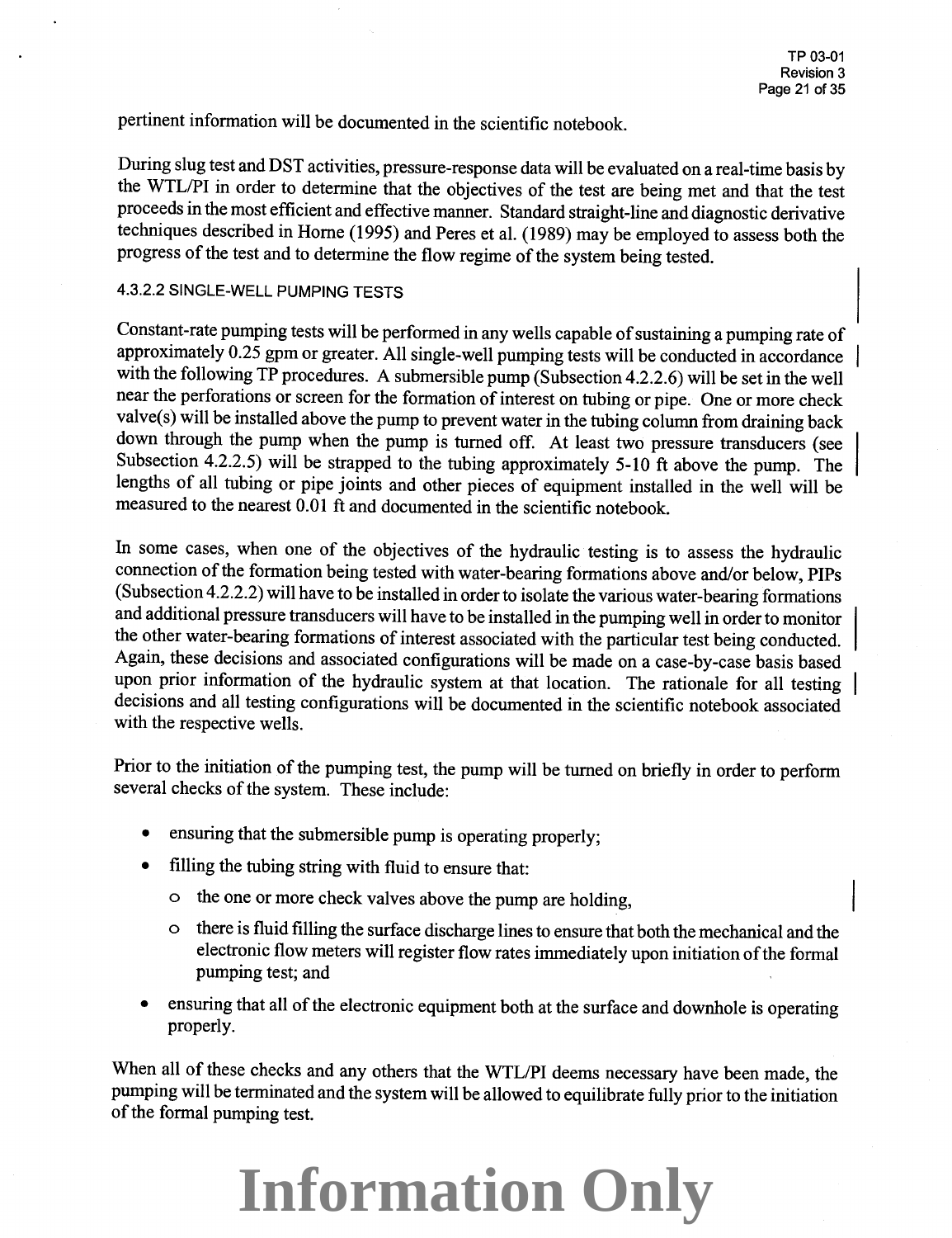pertinent information will be documented in the scientific notebook.

During slug test and DST activities, pressure-response data will be evaluated on a real-time basis by the WTL/PI in order to determine that the objectives of the test are being met and that the test proceeds in the most efficient and effective manner. Standard straight-line and diagnostic derivative techniques described in Horne (1995) and Peres et al. (1989) may be employed to assess both the progress of the test and to determine the flow regime of the system being tested.

#### 4.3.2.2 SINGLE-WELL PUMPING TESTS

Constant-rate pumping tests will be performed in any wells capable of sustaining a pumping rate of approximately 0.25 gpm or greater. All single-well pumping tests will be conducted in accordance with the following TP procedures. A submersible pump (Subsection 4.2.2.6) will be set in the well near the perforations or screen for the formation of interest on tubing or pipe. One or more check valve(s) will be installed above the pump to prevent water in the tubing column from draining back down through the pump when the pump is turned off. At least two pressure transducers (see Subsection 4.2.2.5) will be strapped to the tubing approximately 5-10 ft above the pump. The lengths of all tubing or pipe joints and other pieces of equipment installed in the well will be measured to the nearest 0.01 ft and documented in the scientific notebook.

In some cases, when one of the objectives of the hydraulic testing is to assess the hydraulic connection of the formation being tested with water-bearing formations above and/or below, PIPs (Subsection 4.2.2.2) will have to be installed in order to isolate the various water-bearing formations and additional pressure transducers will have to be installed in the pumping well in order to monitor the other water-bearing formations of interest associated with the particular test being conducted. Again, these decisions and associated configurations will be made on a case-by-case basis based upon prior information of the hydraulic system at that location. The rationale for all testing decisions and all testing configurations will be documented in the scientific notebook associated with the respective wells.

Prior to the initiation of the pumping test, the pump will be turned on briefly in order to perform several checks of the system. These include:

- ensuring that the submersible pump is operating properly;
- filling the tubing string with fluid to ensure that:
  - the one or more check valves above the pump are holding,
  - there is fluid filling the surface discharge lines to ensure that both the mechanical and the electronic flow meters will register flow rates immediately upon initiation of the formal pumping test; and
- ensuring that all of the electronic equipment both at the surface and downhole is operating properly.

When all of these checks and any others that the WTL/PI deems necessary have been made, the pumping will be terminated and the system will be allowed to equilibrate fully prior to the initiation of the formal pumping test.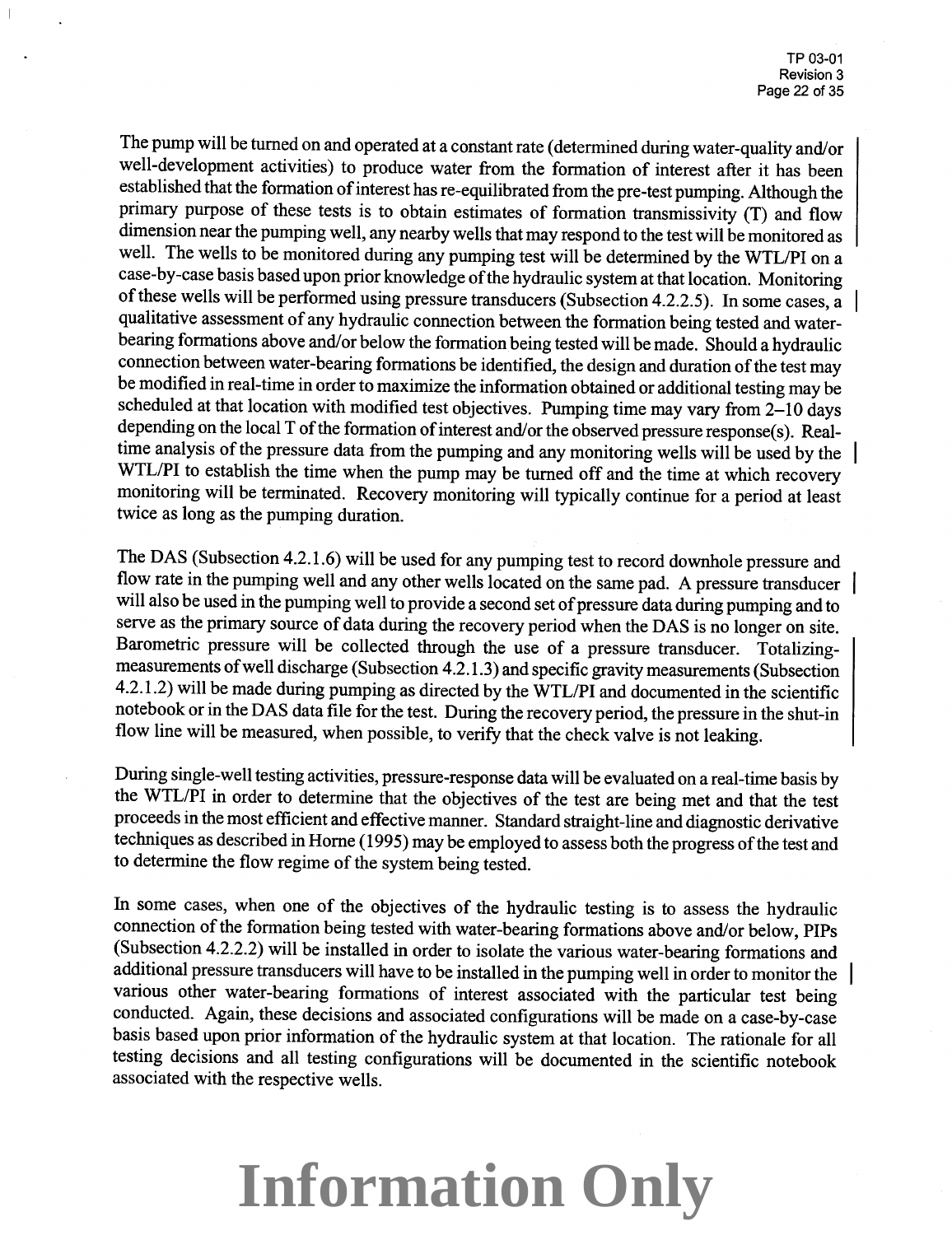The pump will be turned on and operated at a constant rate (determined during water-quality and/or well-development activities) to produce water from the formation of interest after it has been established that the formation of interest has re-equilibrated from the pre-test pumping. Although the primary purpose of these tests is to obtain estimates of formation transmissivity (T) and flow dimension near the pumping well, any nearby wells that may respond to the test will be monitored as well. The wells to be monitored during any pumping test will be determined by the WTL/PI on a case-by-case basis based upon prior knowledge of the hydraulic system at that location. Monitoring of these wells will be performed using pressure transducers (Subsection 4.2.2.5). In some cases, a qualitative assessment of any hydraulic connection between the formation being tested and water-bearing formations above and/or below the formation being tested will be made. Should a hydraulic connection between water-bearing formations be identified, the design and duration of the test may be modified in real-time in order to maximize the information obtained or additional testing may be scheduled at that location with modified test objectives. Pumping time may vary from 2–10 days depending on the local T of the formation of interest and/or the observed pressure response(s). Real-time analysis of the pressure data from the pumping and any monitoring wells will be used by the WTL/PI to establish the time when the pump may be turned off and the time at which recovery monitoring will be terminated. Recovery monitoring will typically continue for a period at least twice as long as the pumping duration.

The DAS (Subsection 4.2.1.6) will be used for any pumping test to record downhole pressure and flow rate in the pumping well and any other wells located on the same pad. A pressure transducer will also be used in the pumping well to provide a second set of pressure data during pumping and to serve as the primary source of data during the recovery period when the DAS is no longer on site. Barometric pressure will be collected through the use of a pressure transducer. Totalizing-measurements of well discharge (Subsection 4.2.1.3) and specific gravity measurements (Subsection 4.2.1.2) will be made during pumping as directed by the WTL/PI and documented in the scientific notebook or in the DAS data file for the test. During the recovery period, the pressure in the shut-in flow line will be measured, when possible, to verify that the check valve is not leaking.

During single-well testing activities, pressure-response data will be evaluated on a real-time basis by the WTL/PI in order to determine that the objectives of the test are being met and that the test proceeds in the most efficient and effective manner. Standard straight-line and diagnostic derivative techniques as described in Horne (1995) may be employed to assess both the progress of the test and to determine the flow regime of the system being tested.

In some cases, when one of the objectives of the hydraulic testing is to assess the hydraulic connection of the formation being tested with water-bearing formations above and/or below, PIPs (Subsection 4.2.2.2) will be installed in order to isolate the various water-bearing formations and additional pressure transducers will have to be installed in the pumping well in order to monitor the various other water-bearing formations of interest associated with the particular test being conducted. Again, these decisions and associated configurations will be made on a case-by-case basis based upon prior information of the hydraulic system at that location. The rationale for all testing decisions and all testing configurations will be documented in the scientific notebook associated with the respective wells.

**Information Only**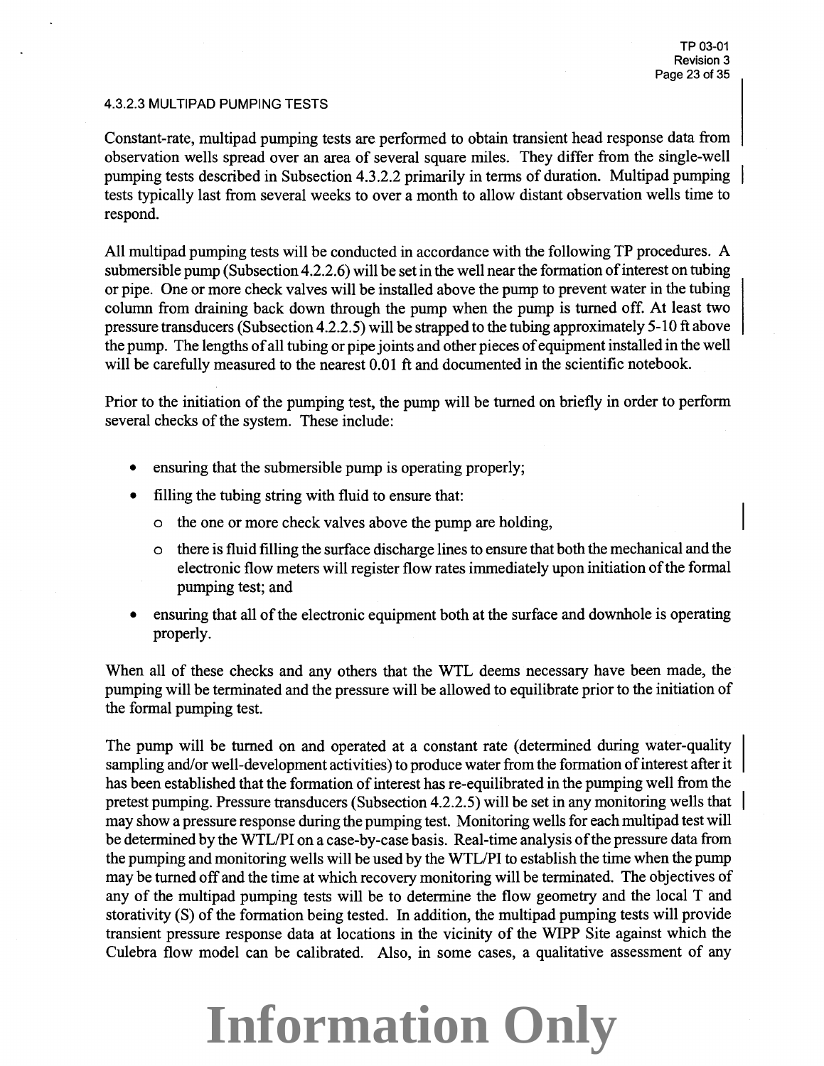#### 4.3.2.3 MULTIPAD PUMPING TESTS

Constant-rate, multipad pumping tests are performed to obtain transient head response data from observation wells spread over an area of several square miles. They differ from the single-well pumping tests described in Subsection 4.3.2.2 primarily in terms of duration. Multipad pumping tests typically last from several weeks to over a month to allow distant observation wells time to respond.

All multipad pumping tests will be conducted in accordance with the following TP procedures. A submersible pump (Subsection 4.2.2.6) will be set in the well near the formation of interest on tubing or pipe. One or more check valves will be installed above the pump to prevent water in the tubing column from draining back down through the pump when the pump is turned off. At least two pressure transducers (Subsection 4.2.2.5) will be strapped to the tubing approximately 5-10 ft above the pump. The lengths of all tubing or pipe joints and other pieces of equipment installed in the well will be carefully measured to the nearest 0.01 ft and documented in the scientific notebook.

Prior to the initiation of the pumping test, the pump will be turned on briefly in order to perform several checks of the system. These include:

- ensuring that the submersible pump is operating properly;
- filling the tubing string with fluid to ensure that:
  - the one or more check valves above the pump are holding,
  - there is fluid filling the surface discharge lines to ensure that both the mechanical and the electronic flow meters will register flow rates immediately upon initiation of the formal pumping test; and
- ensuring that all of the electronic equipment both at the surface and downhole is operating properly.

When all of these checks and any others that the WTL deems necessary have been made, the pumping will be terminated and the pressure will be allowed to equilibrate prior to the initiation of the formal pumping test.

The pump will be turned on and operated at a constant rate (determined during water-quality sampling and/or well-development activities) to produce water from the formation of interest after it has been established that the formation of interest has re-equilibrated in the pumping well from the pretest pumping. Pressure transducers (Subsection 4.2.2.5) will be set in any monitoring wells that may show a pressure response during the pumping test. Monitoring wells for each multipad test will be determined by the WTL/PI on a case-by-case basis. Real-time analysis of the pressure data from the pumping and monitoring wells will be used by the WTL/PI to establish the time when the pump may be turned off and the time at which recovery monitoring will be terminated. The objectives of any of the multipad pumping tests will be to determine the flow geometry and the local T and storativity (S) of the formation being tested. In addition, the multipad pumping tests will provide transient pressure response data at locations in the vicinity of the WIPP Site against which the Culebra flow model can be calibrated. Also, in some cases, a qualitative assessment of any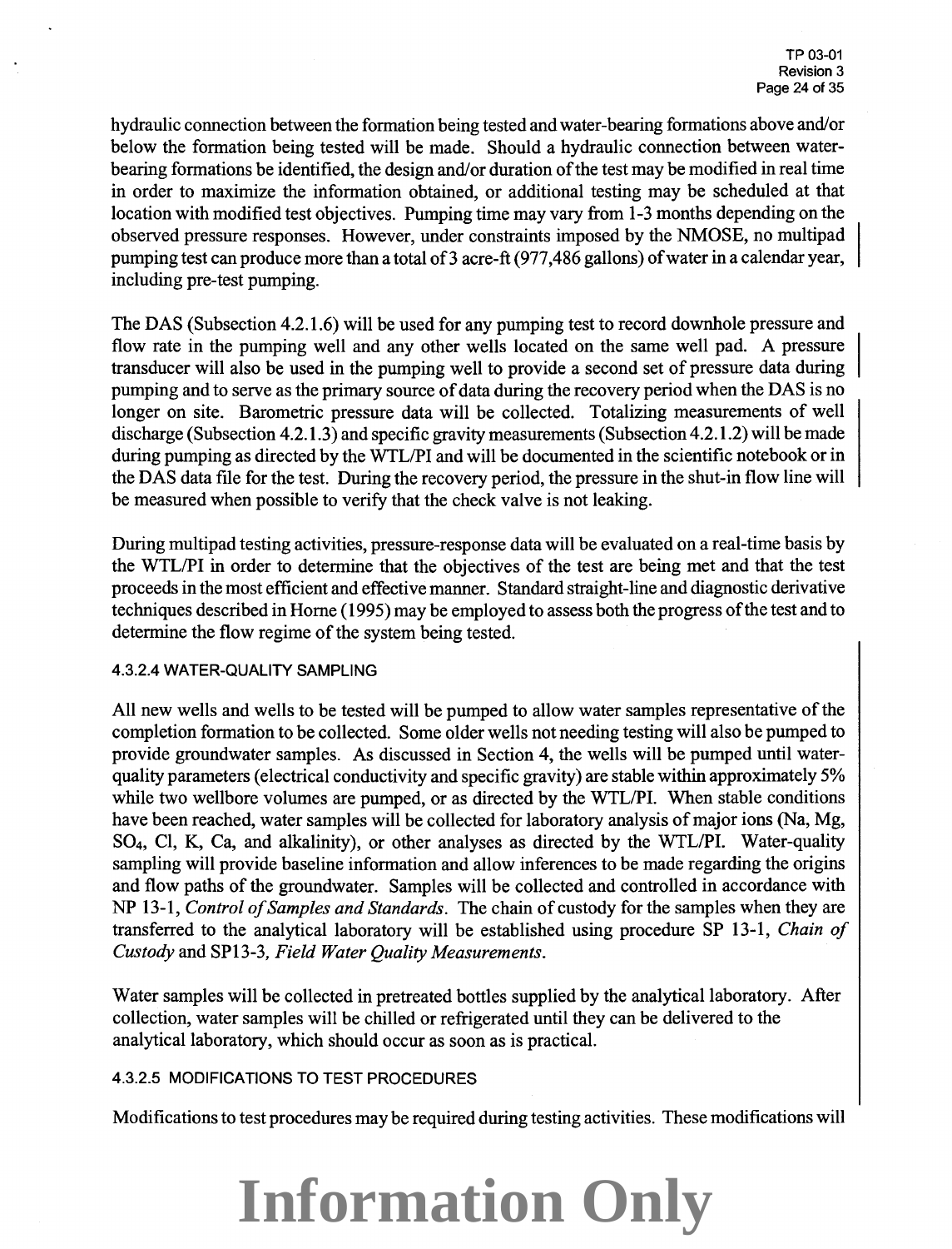hydraulic connection between the formation being tested and water-bearing formations above and/or below the formation being tested will be made. Should a hydraulic connection between water-bearing formations be identified, the design and/or duration of the test may be modified in real time in order to maximize the information obtained, or additional testing may be scheduled at that location with modified test objectives. Pumping time may vary from 1-3 months depending on the observed pressure responses. However, under constraints imposed by the NMOSE, no multipad pumping test can produce more than a total of 3 acre-ft (977,486 gallons) of water in a calendar year, including pre-test pumping.

The DAS (Subsection 4.2.1.6) will be used for any pumping test to record downhole pressure and flow rate in the pumping well and any other wells located on the same well pad. A pressure transducer will also be used in the pumping well to provide a second set of pressure data during pumping and to serve as the primary source of data during the recovery period when the DAS is no longer on site. Barometric pressure data will be collected. Totalizing measurements of well discharge (Subsection 4.2.1.3) and specific gravity measurements (Subsection 4.2.1.2) will be made during pumping as directed by the WTL/PI and will be documented in the scientific notebook or in the DAS data file for the test. During the recovery period, the pressure in the shut-in flow line will be measured when possible to verify that the check valve is not leaking.

During multipad testing activities, pressure-response data will be evaluated on a real-time basis by the WTL/PI in order to determine that the objectives of the test are being met and that the test proceeds in the most efficient and effective manner. Standard straight-line and diagnostic derivative techniques described in Horne (1995) may be employed to assess both the progress of the test and to determine the flow regime of the system being tested.

#### 4.3.2.4 WATER-QUALITY SAMPLING

All new wells and wells to be tested will be pumped to allow water samples representative of the completion formation to be collected. Some older wells not needing testing will also be pumped to provide groundwater samples. As discussed in Section 4, the wells will be pumped until water-quality parameters (electrical conductivity and specific gravity) are stable within approximately 5% while two wellbore volumes are pumped, or as directed by the WTL/PI. When stable conditions have been reached, water samples will be collected for laboratory analysis of major ions (Na, Mg, $SO_4$, Cl, K, Ca, and alkalinity), or other analyses as directed by the WTL/PI. Water-quality sampling will provide baseline information and allow inferences to be made regarding the origins and flow paths of the groundwater. Samples will be collected and controlled in accordance with NP 13-1, *Control of Samples and Standards*. The chain of custody for the samples when they are transferred to the analytical laboratory will be established using procedure SP 13-1, *Chain of Custody* and SP13-3, *Field Water Quality Measurements*.

Water samples will be collected in pretreated bottles supplied by the analytical laboratory. After collection, water samples will be chilled or refrigerated until they can be delivered to the analytical laboratory, which should occur as soon as is practical.

#### 4.3.2.5 MODIFICATIONS TO TEST PROCEDURES

Modifications to test procedures may be required during testing activities. These modifications will

**Information Only**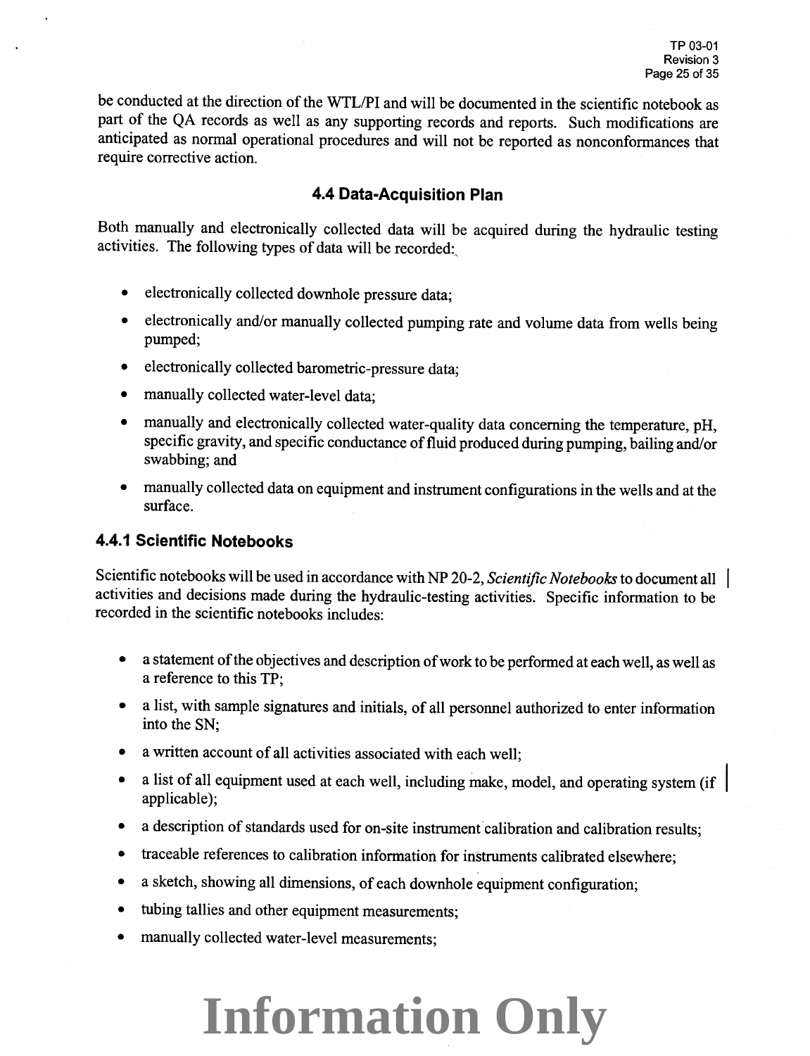be conducted at the direction of the WTL/PI and will be documented in the scientific notebook as part of the QA records as well as any supporting records and reports. Such modifications are anticipated as normal operational procedures and will not be reported as nonconformances that require corrective action.

## 4.4 Data-Acquisition Plan

Both manually and electronically collected data will be acquired during the hydraulic testing activities. The following types of data will be recorded:

- electronically collected downhole pressure data;
- electronically and/or manually collected pumping rate and volume data from wells being pumped;
- electronically collected barometric-pressure data;
- manually collected water-level data;
- manually and electronically collected water-quality data concerning the temperature, pH, specific gravity, and specific conductance of fluid produced during pumping, bailing and/or swabbing; and
- manually collected data on equipment and instrument configurations in the wells and at the surface.

### 4.4.1 Scientific Notebooks

Scientific notebooks will be used in accordance with NP 20-2, *Scientific Notebooks* to document all activities and decisions made during the hydraulic-testing activities. Specific information to be recorded in the scientific notebooks includes:

- a statement of the objectives and description of work to be performed at each well, as well as a reference to this TP;
- a list, with sample signatures and initials, of all personnel authorized to enter information into the SN;
- a written account of all activities associated with each well;
- a list of all equipment used at each well, including make, model, and operating system (if applicable);
- a description of standards used for on-site instrument calibration and calibration results;
- traceable references to calibration information for instruments calibrated elsewhere;
- a sketch, showing all dimensions, of each downhole equipment configuration;
- tubing tallies and other equipment measurements;
- manually collected water-level measurements;

Information Only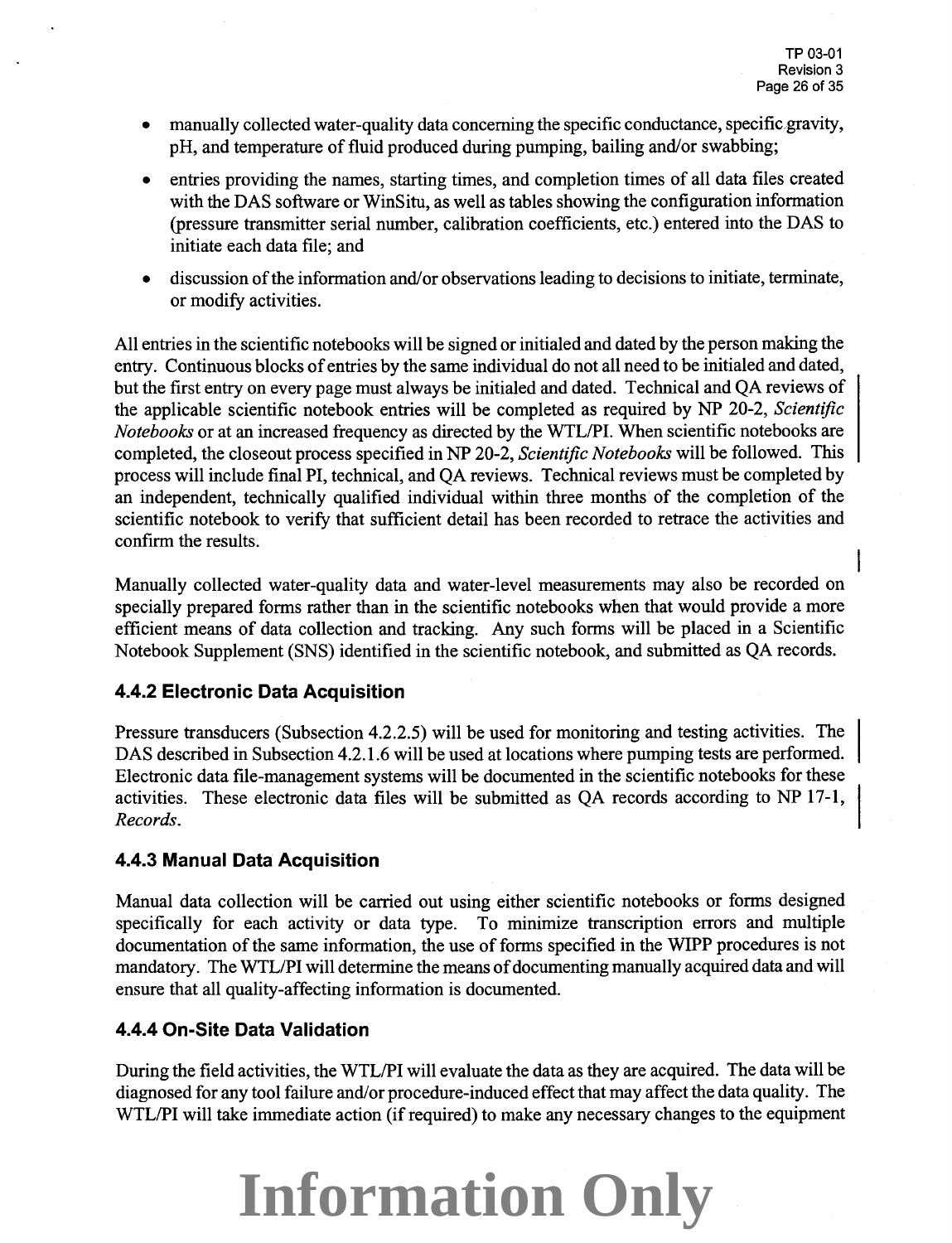- manually collected water-quality data concerning the specific conductance, specific gravity, pH, and temperature of fluid produced during pumping, bailing and/or swabbing;
- entries providing the names, starting times, and completion times of all data files created with the DAS software or WinSitu, as well as tables showing the configuration information (pressure transmitter serial number, calibration coefficients, etc.) entered into the DAS to initiate each data file; and
- discussion of the information and/or observations leading to decisions to initiate, terminate, or modify activities.

All entries in the scientific notebooks will be signed or initialed and dated by the person making the entry. Continuous blocks of entries by the same individual do not all need to be initialed and dated, but the first entry on every page must always be initialed and dated. Technical and QA reviews of the applicable scientific notebook entries will be completed as required by NP 20-2, *Scientific Notebooks* or at an increased frequency as directed by the WTL/PI. When scientific notebooks are completed, the closeout process specified in NP 20-2, *Scientific Notebooks* will be followed. This process will include final PI, technical, and QA reviews. Technical reviews must be completed by an independent, technically qualified individual within three months of the completion of the scientific notebook to verify that sufficient detail has been recorded to retrace the activities and confirm the results.

Manually collected water-quality data and water-level measurements may also be recorded on specially prepared forms rather than in the scientific notebooks when that would provide a more efficient means of data collection and tracking. Any such forms will be placed in a Scientific Notebook Supplement (SNS) identified in the scientific notebook, and submitted as QA records.

### 4.4.2 Electronic Data Acquisition

Pressure transducers (Subsection 4.2.2.5) will be used for monitoring and testing activities. The DAS described in Subsection 4.2.1.6 will be used at locations where pumping tests are performed. Electronic data file-management systems will be documented in the scientific notebooks for these activities. These electronic data files will be submitted as QA records according to NP 17-1, *Records*.

### 4.4.3 Manual Data Acquisition

Manual data collection will be carried out using either scientific notebooks or forms designed specifically for each activity or data type. To minimize transcription errors and multiple documentation of the same information, the use of forms specified in the WIPP procedures is not mandatory. The WTL/PI will determine the means of documenting manually acquired data and will ensure that all quality-affecting information is documented.

### 4.4.4 On-Site Data Validation

During the field activities, the WTL/PI will evaluate the data as they are acquired. The data will be diagnosed for any tool failure and/or procedure-induced effect that may affect the data quality. The WTL/PI will take immediate action (if required) to make any necessary changes to the equipment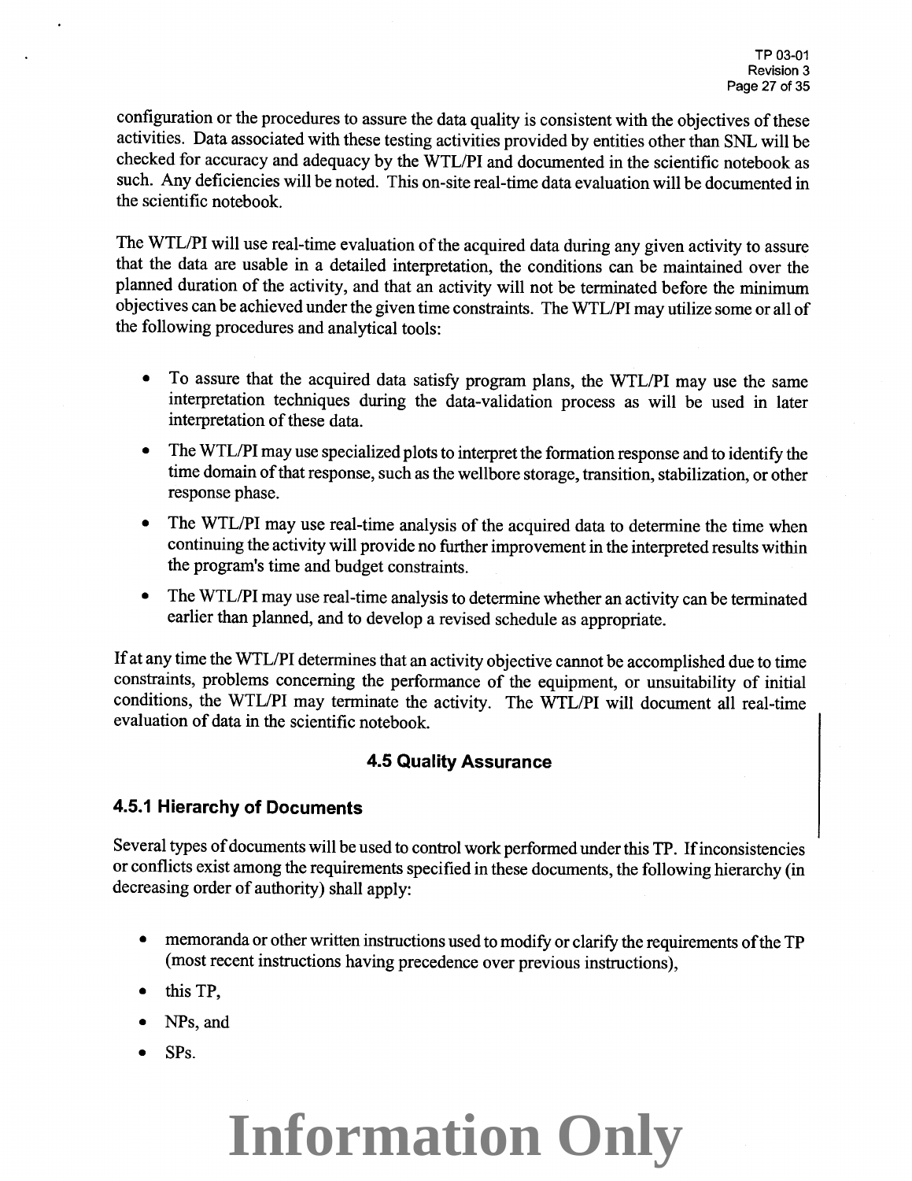configuration or the procedures to assure the data quality is consistent with the objectives of these activities. Data associated with these testing activities provided by entities other than SNL will be checked for accuracy and adequacy by the WTL/PI and documented in the scientific notebook as such. Any deficiencies will be noted. This on-site real-time data evaluation will be documented in the scientific notebook.

The WTL/PI will use real-time evaluation of the acquired data during any given activity to assure that the data are usable in a detailed interpretation, the conditions can be maintained over the planned duration of the activity, and that an activity will not be terminated before the minimum objectives can be achieved under the given time constraints. The WTL/PI may utilize some or all of the following procedures and analytical tools:

- To assure that the acquired data satisfy program plans, the WTL/PI may use the same interpretation techniques during the data-validation process as will be used in later interpretation of these data.
- The WTL/PI may use specialized plots to interpret the formation response and to identify the time domain of that response, such as the wellbore storage, transition, stabilization, or other response phase.
- The WTL/PI may use real-time analysis of the acquired data to determine the time when continuing the activity will provide no further improvement in the interpreted results within the program's time and budget constraints.
- The WTL/PI may use real-time analysis to determine whether an activity can be terminated earlier than planned, and to develop a revised schedule as appropriate.

If at any time the WTL/PI determines that an activity objective cannot be accomplished due to time constraints, problems concerning the performance of the equipment, or unsuitability of initial conditions, the WTL/PI may terminate the activity. The WTL/PI will document all real-time evaluation of data in the scientific notebook.

## 4.5 Quality Assurance

### 4.5.1 Hierarchy of Documents

Several types of documents will be used to control work performed under this TP. If inconsistencies or conflicts exist among the requirements specified in these documents, the following hierarchy (in decreasing order of authority) shall apply:

- memoranda or other written instructions used to modify or clarify the requirements of the TP (most recent instructions having precedence over previous instructions),
- this TP,
- NPs, and
- SPs.

Information Only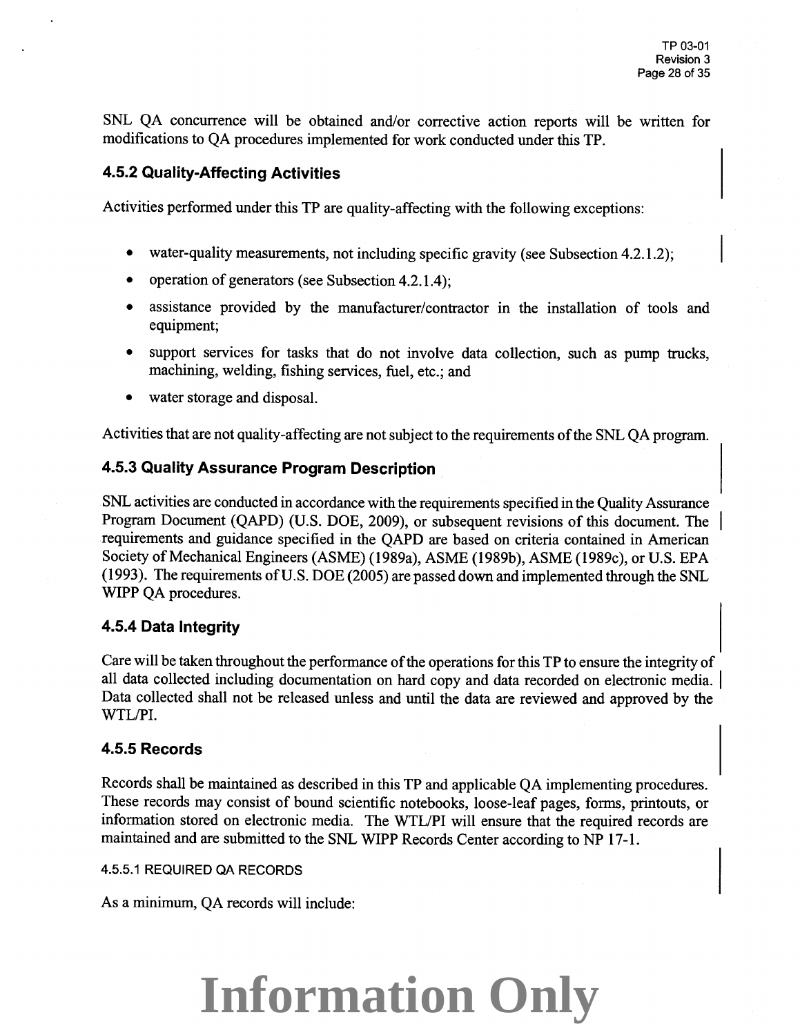SNL QA concurrence will be obtained and/or corrective action reports will be written for modifications to QA procedures implemented for work conducted under this TP.

### 4.5.2 Quality-Affecting Activities

Activities performed under this TP are quality-affecting with the following exceptions:

- water-quality measurements, not including specific gravity (see Subsection 4.2.1.2);
- operation of generators (see Subsection 4.2.1.4);
- assistance provided by the manufacturer/contractor in the installation of tools and equipment;
- support services for tasks that do not involve data collection, such as pump trucks, machining, welding, fishing services, fuel, etc.; and
- water storage and disposal.

Activities that are not quality-affecting are not subject to the requirements of the SNL QA program.

### 4.5.3 Quality Assurance Program Description

SNL activities are conducted in accordance with the requirements specified in the Quality Assurance Program Document (QAPD) (U.S. DOE, 2009), or subsequent revisions of this document. The requirements and guidance specified in the QAPD are based on criteria contained in American Society of Mechanical Engineers (ASME) (1989a), ASME (1989b), ASME (1989c), or U.S. EPA (1993). The requirements of U.S. DOE (2005) are passed down and implemented through the SNL WIPP QA procedures.

### 4.5.4 Data Integrity

Care will be taken throughout the performance of the operations for this TP to ensure the integrity of all data collected including documentation on hard copy and data recorded on electronic media. Data collected shall not be released unless and until the data are reviewed and approved by the WTL/PI.

### 4.5.5 Records

Records shall be maintained as described in this TP and applicable QA implementing procedures. These records may consist of bound scientific notebooks, loose-leaf pages, forms, printouts, or information stored on electronic media. The WTL/PI will ensure that the required records are maintained and are submitted to the SNL WIPP Records Center according to NP 17-1.

#### 4.5.5.1 REQUIRED QA RECORDS

As a minimum, QA records will include:

Information Only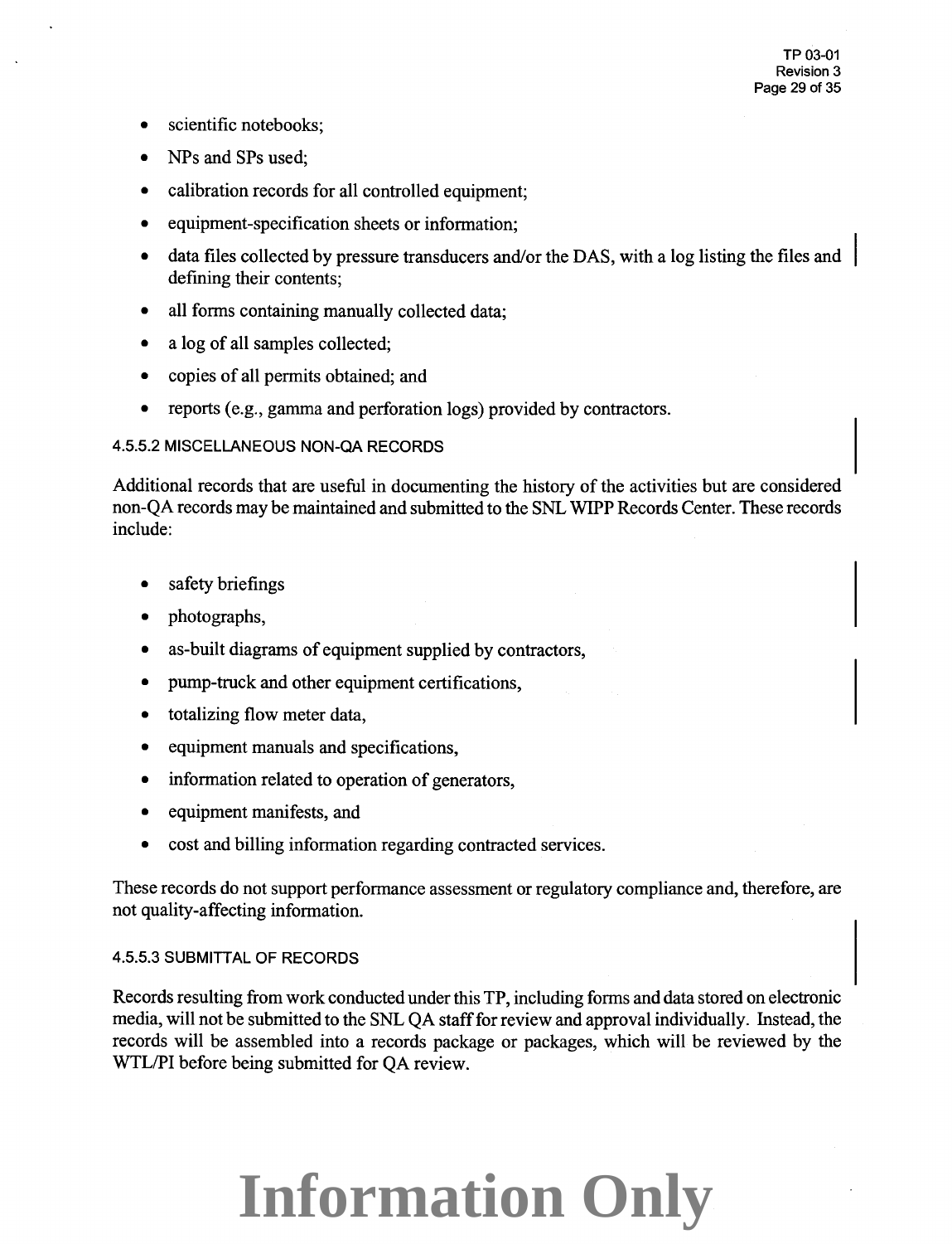- scientific notebooks;
- NPs and SPs used;
- calibration records for all controlled equipment;
- equipment-specification sheets or information;
- data files collected by pressure transducers and/or the DAS, with a log listing the files and defining their contents;
- all forms containing manually collected data;
- a log of all samples collected;
- copies of all permits obtained; and
- reports (e.g., gamma and perforation logs) provided by contractors.

#### 4.5.5.2 MISCELLANEOUS NON-QA RECORDS

Additional records that are useful in documenting the history of the activities but are considered non-QA records may be maintained and submitted to the SNL WIPP Records Center. These records include:

- safety briefings
- photographs,
- as-built diagrams of equipment supplied by contractors,
- pump-truck and other equipment certifications,
- totalizing flow meter data,
- equipment manuals and specifications,
- information related to operation of generators,
- equipment manifests, and
- cost and billing information regarding contracted services.

These records do not support performance assessment or regulatory compliance and, therefore, are not quality-affecting information.

#### 4.5.5.3 SUBMITTAL OF RECORDS

Records resulting from work conducted under this TP, including forms and data stored on electronic media, will not be submitted to the SNL QA staff for review and approval individually. Instead, the records will be assembled into a records package or packages, which will be reviewed by the WTL/PI before being submitted for QA review.

**Information Only**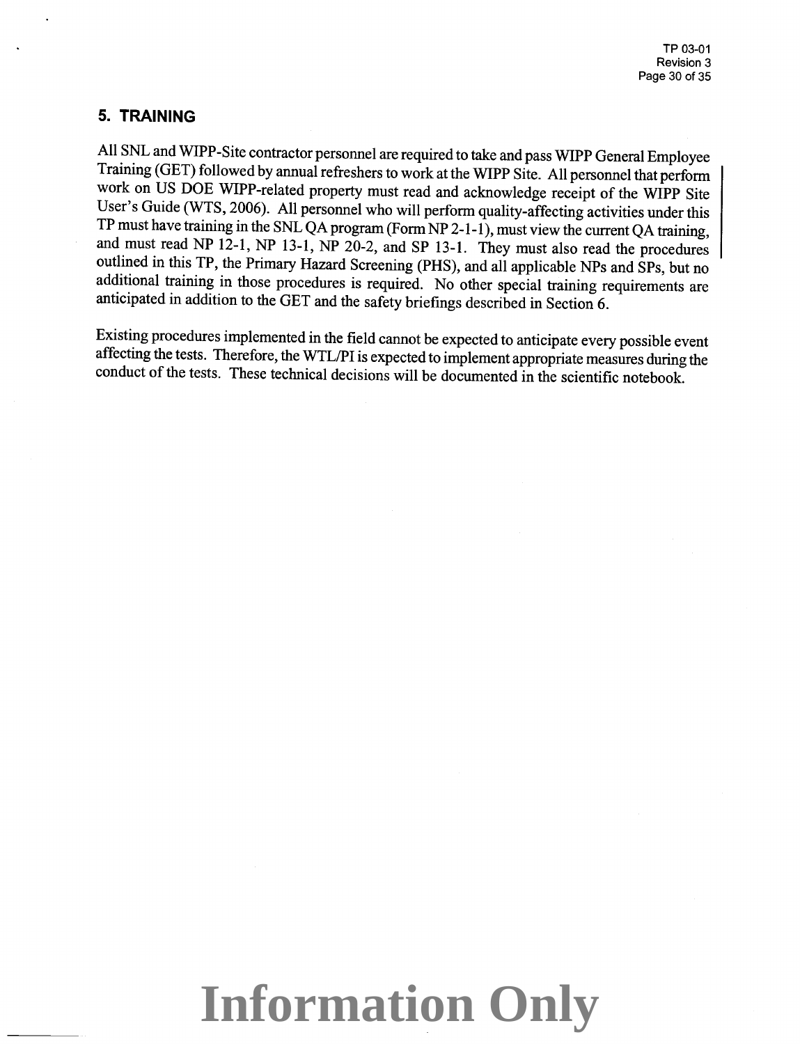## 5. TRAINING

All SNL and WIPP-Site contractor personnel are required to take and pass WIPP General Employee Training (GET) followed by annual refreshers to work at the WIPP Site. All personnel that perform work on US DOE WIPP-related property must read and acknowledge receipt of the WIPP Site User's Guide (WTS, 2006). All personnel who will perform quality-affecting activities under this TP must have training in the SNL QA program (Form NP 2-1-1), must view the current QA training, and must read NP 12-1, NP 13-1, NP 20-2, and SP 13-1. They must also read the procedures outlined in this TP, the Primary Hazard Screening (PHS), and all applicable NPs and SPs, but no additional training in those procedures is required. No other special training requirements are anticipated in addition to the GET and the safety briefings described in Section 6.

Existing procedures implemented in the field cannot be expected to anticipate every possible event affecting the tests. Therefore, the WTL/PI is expected to implement appropriate measures during the conduct of the tests. These technical decisions will be documented in the scientific notebook.

Information Only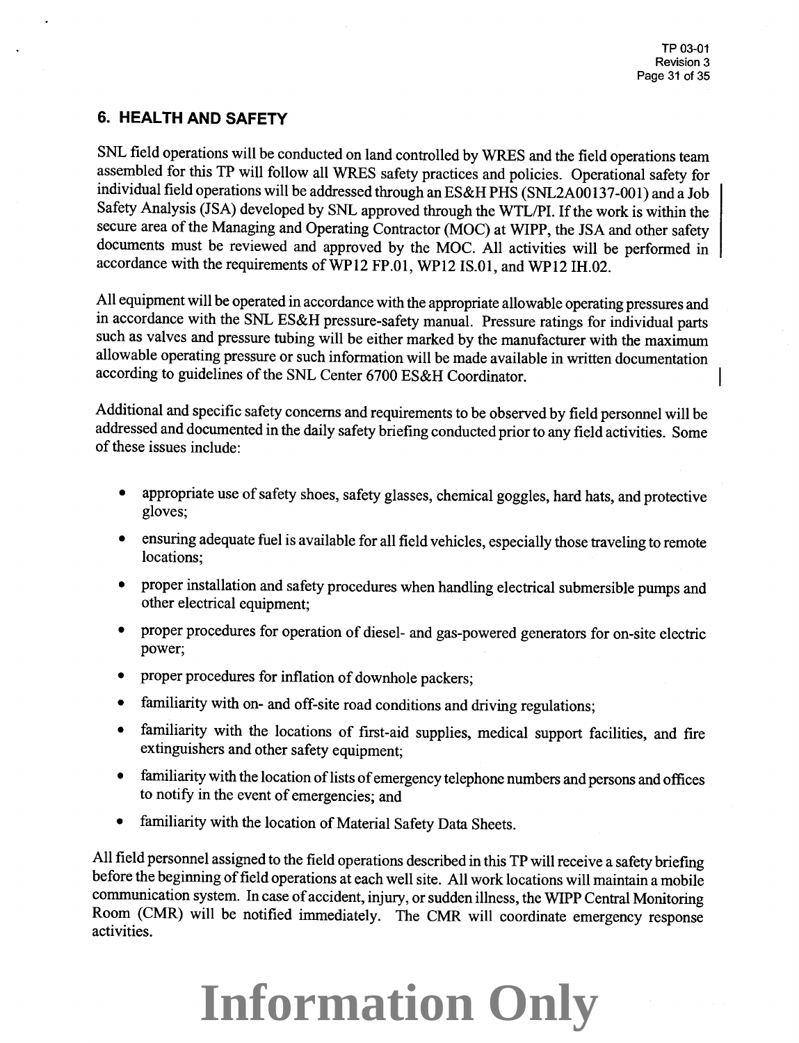## 6. HEALTH AND SAFETY

SNL field operations will be conducted on land controlled by WRES and the field operations team assembled for this TP will follow all WRES safety practices and policies. Operational safety for individual field operations will be addressed through an ES&H PHS (SNL2A00137-001) and a Job Safety Analysis (JSA) developed by SNL approved through the WTL/PI. If the work is within the secure area of the Managing and Operating Contractor (MOC) at WIPP, the JSA and other safety documents must be reviewed and approved by the MOC. All activities will be performed in accordance with the requirements of WP12 FP.01, WP12 IS.01, and WP12 IH.02.

All equipment will be operated in accordance with the appropriate allowable operating pressures and in accordance with the SNL ES&H pressure-safety manual. Pressure ratings for individual parts such as valves and pressure tubing will be either marked by the manufacturer with the maximum allowable operating pressure or such information will be made available in written documentation according to guidelines of the SNL Center 6700 ES&H Coordinator.

Additional and specific safety concerns and requirements to be observed by field personnel will be addressed and documented in the daily safety briefing conducted prior to any field activities. Some of these issues include:

- appropriate use of safety shoes, safety glasses, chemical goggles, hard hats, and protective gloves;
- ensuring adequate fuel is available for all field vehicles, especially those traveling to remote locations;
- proper installation and safety procedures when handling electrical submersible pumps and other electrical equipment;
- proper procedures for operation of diesel- and gas-powered generators for on-site electric power;
- proper procedures for inflation of downhole packers;
- familiarity with on- and off-site road conditions and driving regulations;
- familiarity with the locations of first-aid supplies, medical support facilities, and fire extinguishers and other safety equipment;
- familiarity with the location of lists of emergency telephone numbers and persons and offices to notify in the event of emergencies; and
- familiarity with the location of Material Safety Data Sheets.

All field personnel assigned to the field operations described in this TP will receive a safety briefing before the beginning of field operations at each well site. All work locations will maintain a mobile communication system. In case of accident, injury, or sudden illness, the WIPP Central Monitoring Room (CMR) will be notified immediately. The CMR will coordinate emergency response activities.

**Information Only**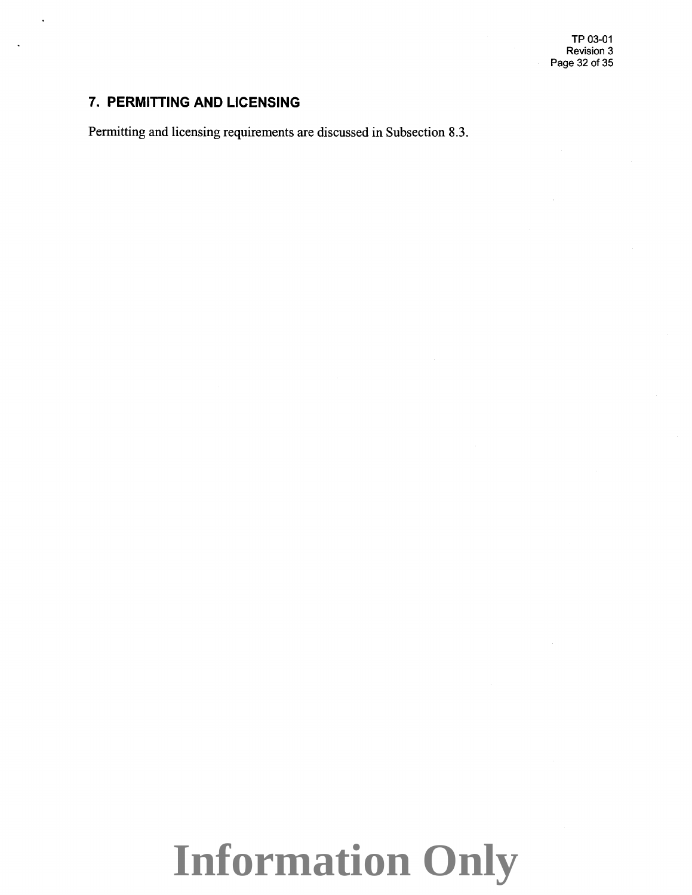## 7. PERMITTING AND LICENSING

Permitting and licensing requirements are discussed in Subsection 8.3.

Information Only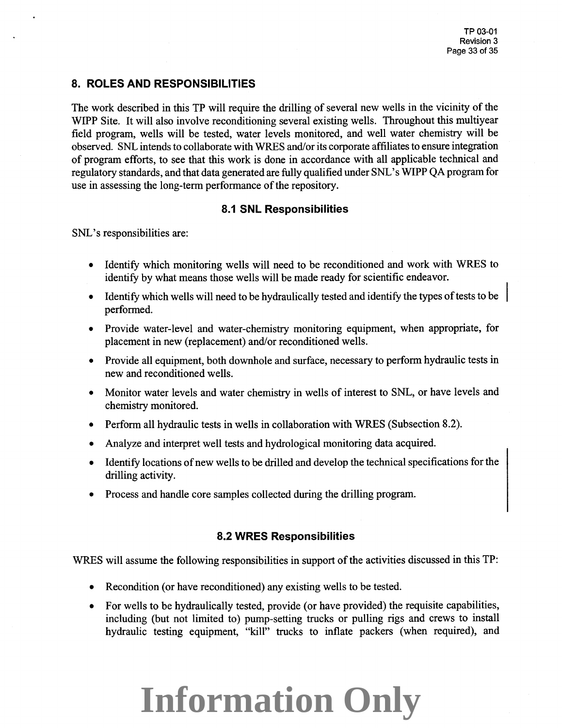## 8. ROLES AND RESPONSIBILITIES

The work described in this TP will require the drilling of several new wells in the vicinity of the WIPP Site. It will also involve reconditioning several existing wells. Throughout this multiyear field program, wells will be tested, water levels monitored, and well water chemistry will be observed. SNL intends to collaborate with WRES and/or its corporate affiliates to ensure integration of program efforts, to see that this work is done in accordance with all applicable technical and regulatory standards, and that data generated are fully qualified under SNL's WIPP QA program for use in assessing the long-term performance of the repository.

### 8.1 SNL Responsibilities

SNL's responsibilities are:

- Identify which monitoring wells will need to be reconditioned and work with WRES to identify by what means those wells will be made ready for scientific endeavor.
- Identify which wells will need to be hydraulically tested and identify the types of tests to be performed.
- Provide water-level and water-chemistry monitoring equipment, when appropriate, for placement in new (replacement) and/or reconditioned wells.
- Provide all equipment, both downhole and surface, necessary to perform hydraulic tests in new and reconditioned wells.
- Monitor water levels and water chemistry in wells of interest to SNL, or have levels and chemistry monitored.
- Perform all hydraulic tests in wells in collaboration with WRES (Subsection 8.2).
- Analyze and interpret well tests and hydrological monitoring data acquired.
- Identify locations of new wells to be drilled and develop the technical specifications for the drilling activity.
- Process and handle core samples collected during the drilling program.

### 8.2 WRES Responsibilities

WRES will assume the following responsibilities in support of the activities discussed in this TP:

- Recondition (or have reconditioned) any existing wells to be tested.
- For wells to be hydraulically tested, provide (or have provided) the requisite capabilities, including (but not limited to) pump-setting trucks or pulling rigs and crews to install hydraulic testing equipment, "kill" trucks to inflate packers (when required), and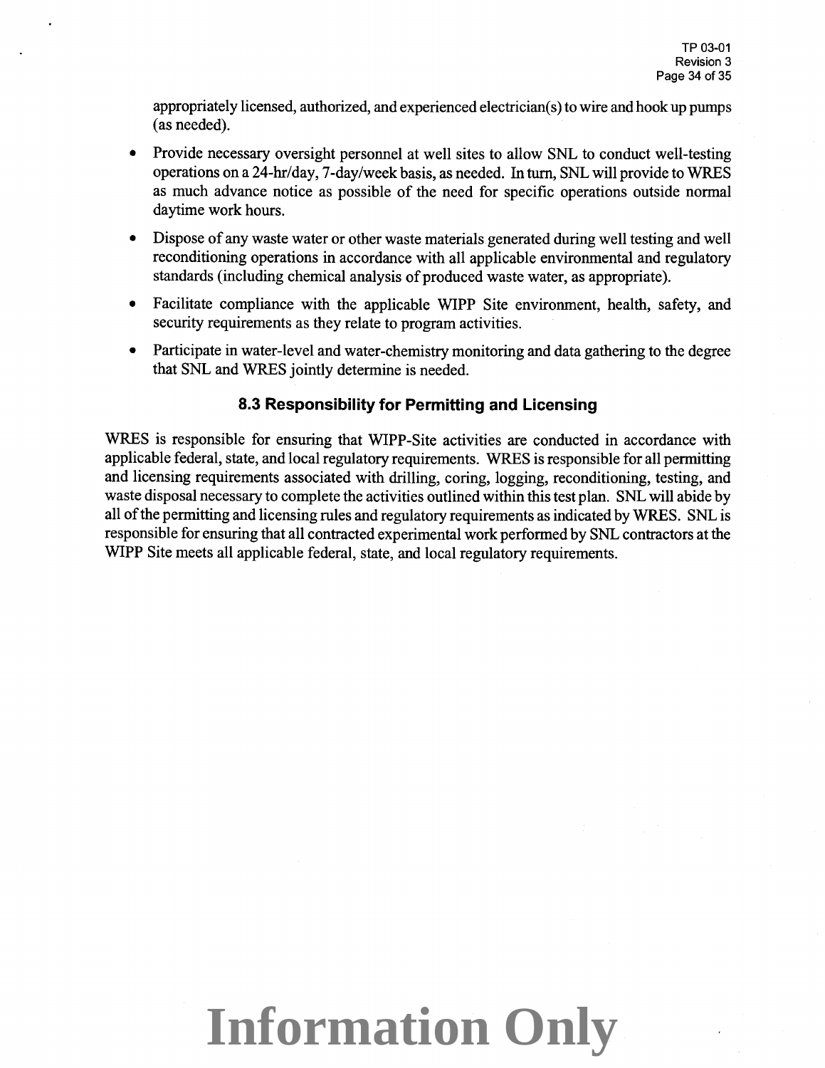appropriately licensed, authorized, and experienced electrician(s) to wire and hook up pumps (as needed).

- Provide necessary oversight personnel at well sites to allow SNL to conduct well-testing operations on a 24-hr/day, 7-day/week basis, as needed. In turn, SNL will provide to WRES as much advance notice as possible of the need for specific operations outside normal daytime work hours.
- Dispose of any waste water or other waste materials generated during well testing and well reconditioning operations in accordance with all applicable environmental and regulatory standards (including chemical analysis of produced waste water, as appropriate).
- Facilitate compliance with the applicable WIPP Site environment, health, safety, and security requirements as they relate to program activities.
- Participate in water-level and water-chemistry monitoring and data gathering to the degree that SNL and WRES jointly determine is needed.

### 8.3 Responsibility for Permitting and Licensing

WRES is responsible for ensuring that WIPP-Site activities are conducted in accordance with applicable federal, state, and local regulatory requirements. WRES is responsible for all permitting and licensing requirements associated with drilling, coring, logging, reconditioning, testing, and waste disposal necessary to complete the activities outlined within this test plan. SNL will abide by all of the permitting and licensing rules and regulatory requirements as indicated by WRES. SNL is responsible for ensuring that all contracted experimental work performed by SNL contractors at the WIPP Site meets all applicable federal, state, and local regulatory requirements.

**Information Only**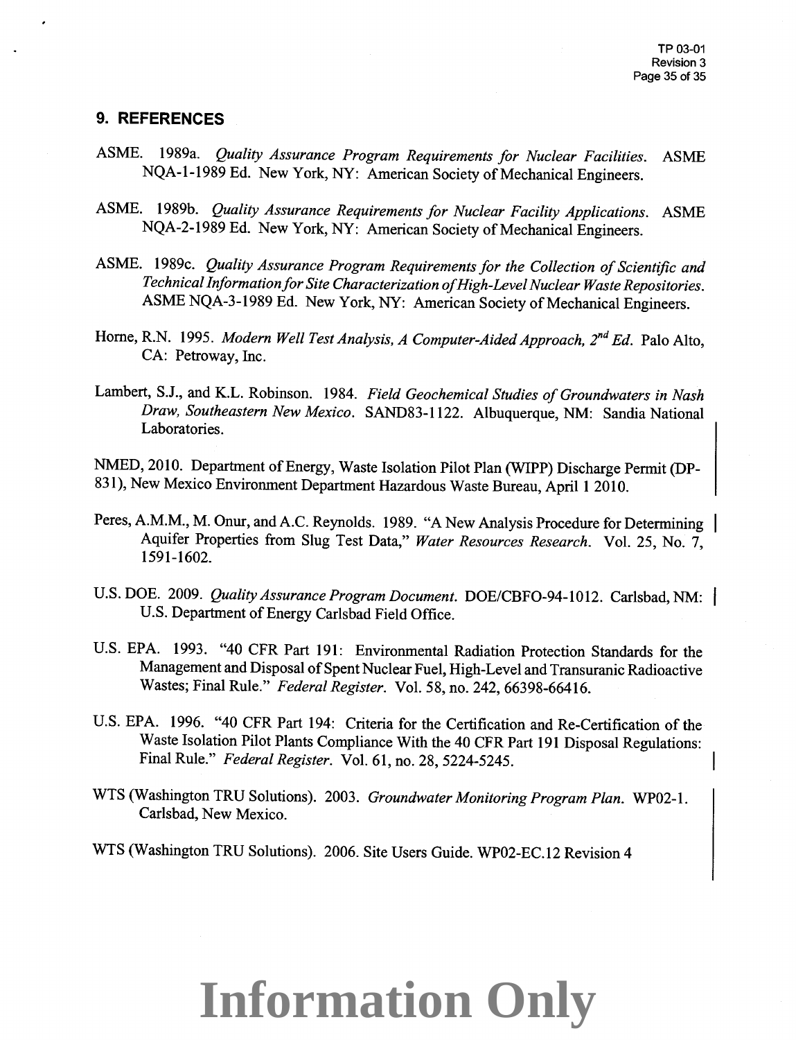## 9. REFERENCES

ASME. 1989a. *Quality Assurance Program Requirements for Nuclear Facilities*. ASME NQA-1-1989 Ed. New York, NY: American Society of Mechanical Engineers.

ASME. 1989b. *Quality Assurance Requirements for Nuclear Facility Applications*. ASME NQA-2-1989 Ed. New York, NY: American Society of Mechanical Engineers.

ASME. 1989c. *Quality Assurance Program Requirements for the Collection of Scientific and Technical Information for Site Characterization of High-Level Nuclear Waste Repositories*. ASME NQA-3-1989 Ed. New York, NY: American Society of Mechanical Engineers.

Horne, R.N. 1995. *Modern Well Test Analysis, A Computer-Aided Approach, 2nd Ed.* Palo Alto, CA: Petroway, Inc.

Lambert, S.J., and K.L. Robinson. 1984. *Field Geochemical Studies of Groundwaters in Nash Draw, Southeastern New Mexico*. SAND83-1122. Albuquerque, NM: Sandia National Laboratories.

NMED, 2010. Department of Energy, Waste Isolation Pilot Plan (WIPP) Discharge Permit (DP-831), New Mexico Environment Department Hazardous Waste Bureau, April 1 2010.

Peres, A.M.M., M. Onur, and A.C. Reynolds. 1989. "A New Analysis Procedure for Determining Aquifer Properties from Slug Test Data," *Water Resources Research*. Vol. 25, No. 7, 1591-1602.

U.S. DOE. 2009. *Quality Assurance Program Document*. DOE/CBFO-94-1012. Carlsbad, NM: U.S. Department of Energy Carlsbad Field Office.

U.S. EPA. 1993. "40 CFR Part 191: Environmental Radiation Protection Standards for the Management and Disposal of Spent Nuclear Fuel, High-Level and Transuranic Radioactive Wastes; Final Rule." *Federal Register*. Vol. 58, no. 242, 66398-66416.

U.S. EPA. 1996. "40 CFR Part 194: Criteria for the Certification and Re-Certification of the Waste Isolation Pilot Plants Compliance With the 40 CFR Part 191 Disposal Regulations: Final Rule." *Federal Register*. Vol. 61, no. 28, 5224-5245.

WTS (Washington TRU Solutions). 2003. *Groundwater Monitoring Program Plan*. WP02-1. Carlsbad, New Mexico.

WTS (Washington TRU Solutions). 2006. Site Users Guide. WP02-EC.12 Revision 4

**Information Only**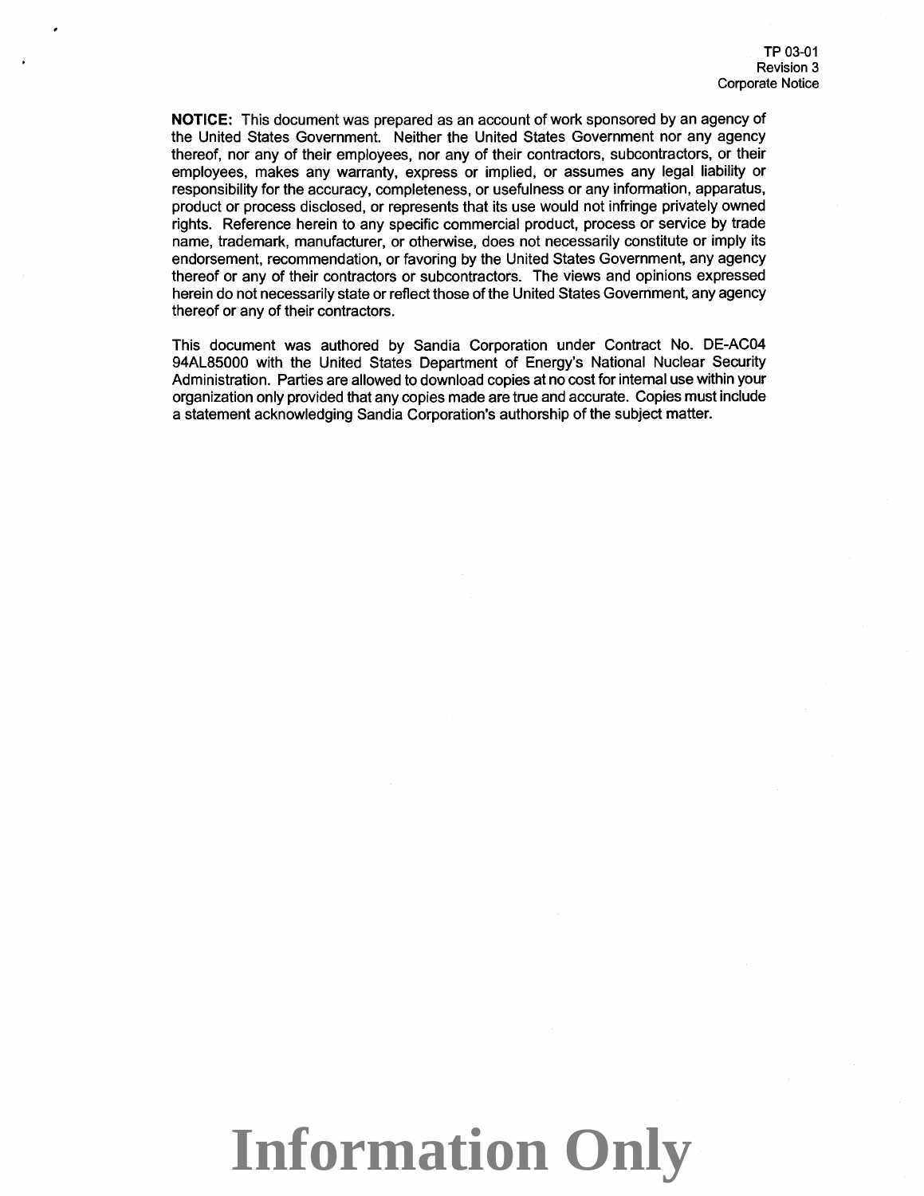**NOTICE:** This document was prepared as an account of work sponsored by an agency of the United States Government. Neither the United States Government nor any agency thereof, nor any of their employees, nor any of their contractors, subcontractors, or their employees, makes any warranty, express or implied, or assumes any legal liability or responsibility for the accuracy, completeness, or usefulness or any information, apparatus, product or process disclosed, or represents that its use would not infringe privately owned rights. Reference herein to any specific commercial product, process or service by trade name, trademark, manufacturer, or otherwise, does not necessarily constitute or imply its endorsement, recommendation, or favoring by the United States Government, any agency thereof or any of their contractors or subcontractors. The views and opinions expressed herein do not necessarily state or reflect those of the United States Government, any agency thereof or any of their contractors.

This document was authored by Sandia Corporation under Contract No. DE-AC04 94AL85000 with the United States Department of Energy's National Nuclear Security Administration. Parties are allowed to download copies at no cost for internal use within your organization only provided that any copies made are true and accurate. Copies must include a statement acknowledging Sandia Corporation's authorship of the subject matter.

**Information Only**